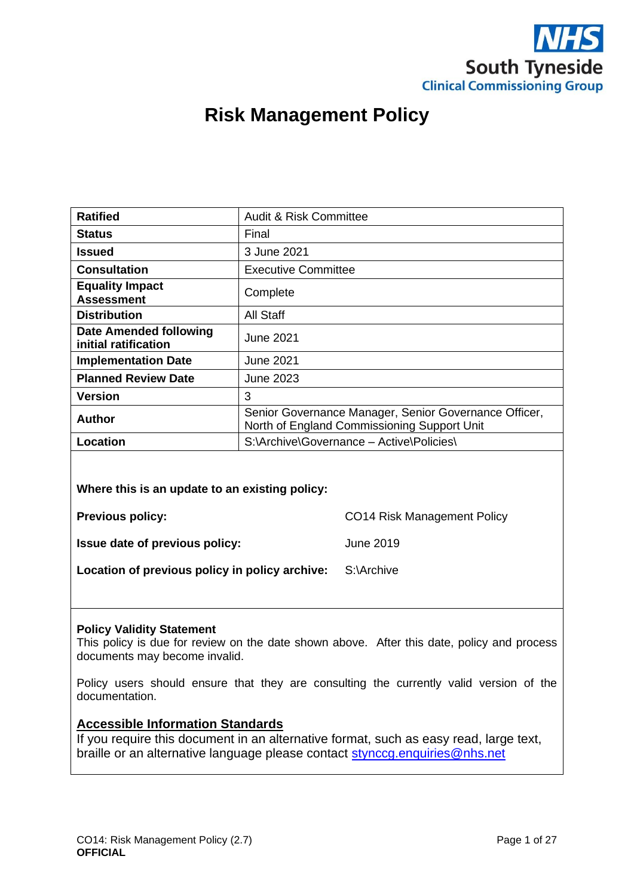NHS
South Tyneside
Clinical Commissioning Group

# Risk Management Policy

| | |
|---|---|
| **Ratified** | Audit & Risk Committee |
| **Status** | Final |
| **Issued** | 3 June 2021 |
| **Consultation** | Executive Committee |
| **Equality Impact Assessment** | Complete |
| **Distribution** | All Staff |
| **Date Amended following initial ratification** | June 2021 |
| **Implementation Date** | June 2021 |
| **Planned Review Date** | June 2023 |
| **Version** | 3 |
| **Author** | Senior Governance Manager, Senior Governance Officer, North of England Commissioning Support Unit |
| **Location** | S:\Archive\Governance – Active\Policies\ |

**Where this is an update to an existing policy:**

| | |
|---|---|
| **Previous policy:** | CO14 Risk Management Policy |
| **Issue date of previous policy:** | June 2019 |
| **Location of previous policy in policy archive:** | S:\Archive |

**Policy Validity Statement**
This policy is due for review on the date shown above. After this date, policy and process documents may become invalid.

Policy users should ensure that they are consulting the currently valid version of the documentation.

**Accessible Information Standards**
If you require this document in an alternative format, such as easy read, large text, braille or an alternative language please contact stynccg.enquiries@nhs.net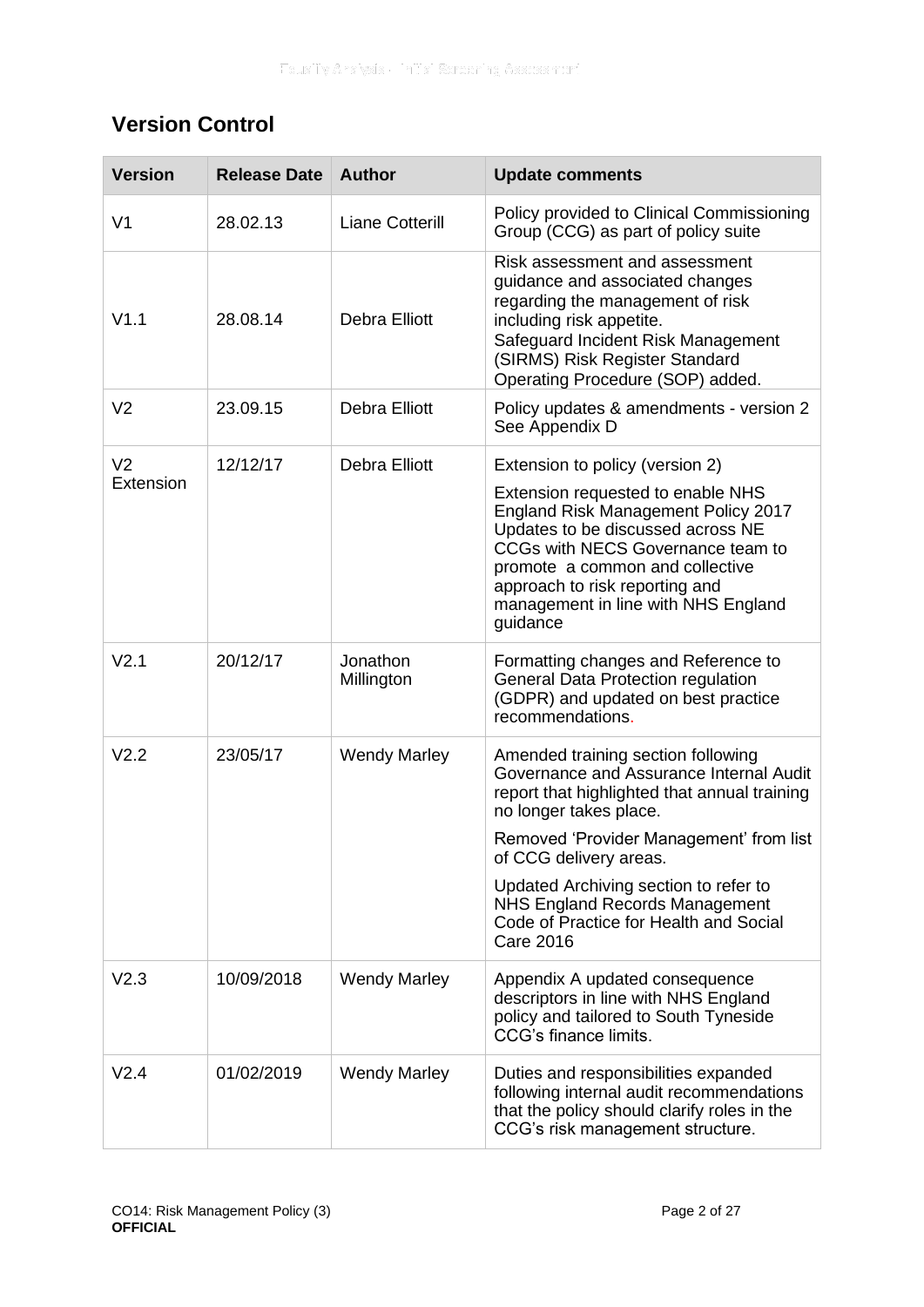## Version Control

| Version | Release Date | Author | Update comments |
|---|---|---|---|
| V1 | 28.02.13 | Liane Cotterill | Policy provided to Clinical Commissioning Group (CCG) as part of policy suite |
| V1.1 | 28.08.14 | Debra Elliott | Risk assessment and assessment guidance and associated changes regarding the management of risk including risk appetite. Safeguard Incident Risk Management (SIRMS) Risk Register Standard Operating Procedure (SOP) added. |
| V2 | 23.09.15 | Debra Elliott | Policy updates & amendments - version 2 See Appendix D |
| V2 Extension | 12/12/17 | Debra Elliott | Extension to policy (version 2)<br><br>Extension requested to enable NHS England Risk Management Policy 2017 Updates to be discussed across NE CCGs with NECS Governance team to promote a common and collective approach to risk reporting and management in line with NHS England guidance |
| V2.1 | 20/12/17 | Jonathon Millington | Formatting changes and Reference to General Data Protection regulation (GDPR) and updated on best practice recommendations. |
| V2.2 | 23/05/17 | Wendy Marley | Amended training section following Governance and Assurance Internal Audit report that highlighted that annual training no longer takes place.<br><br>Removed 'Provider Management' from list of CCG delivery areas.<br><br>Updated Archiving section to refer to NHS England Records Management Code of Practice for Health and Social Care 2016 |
| V2.3 | 10/09/2018 | Wendy Marley | Appendix A updated consequence descriptors in line with NHS England policy and tailored to South Tyneside CCG's finance limits. |
| V2.4 | 01/02/2019 | Wendy Marley | Duties and responsibilities expanded following internal audit recommendations that the policy should clarify roles in the CCG's risk management structure. |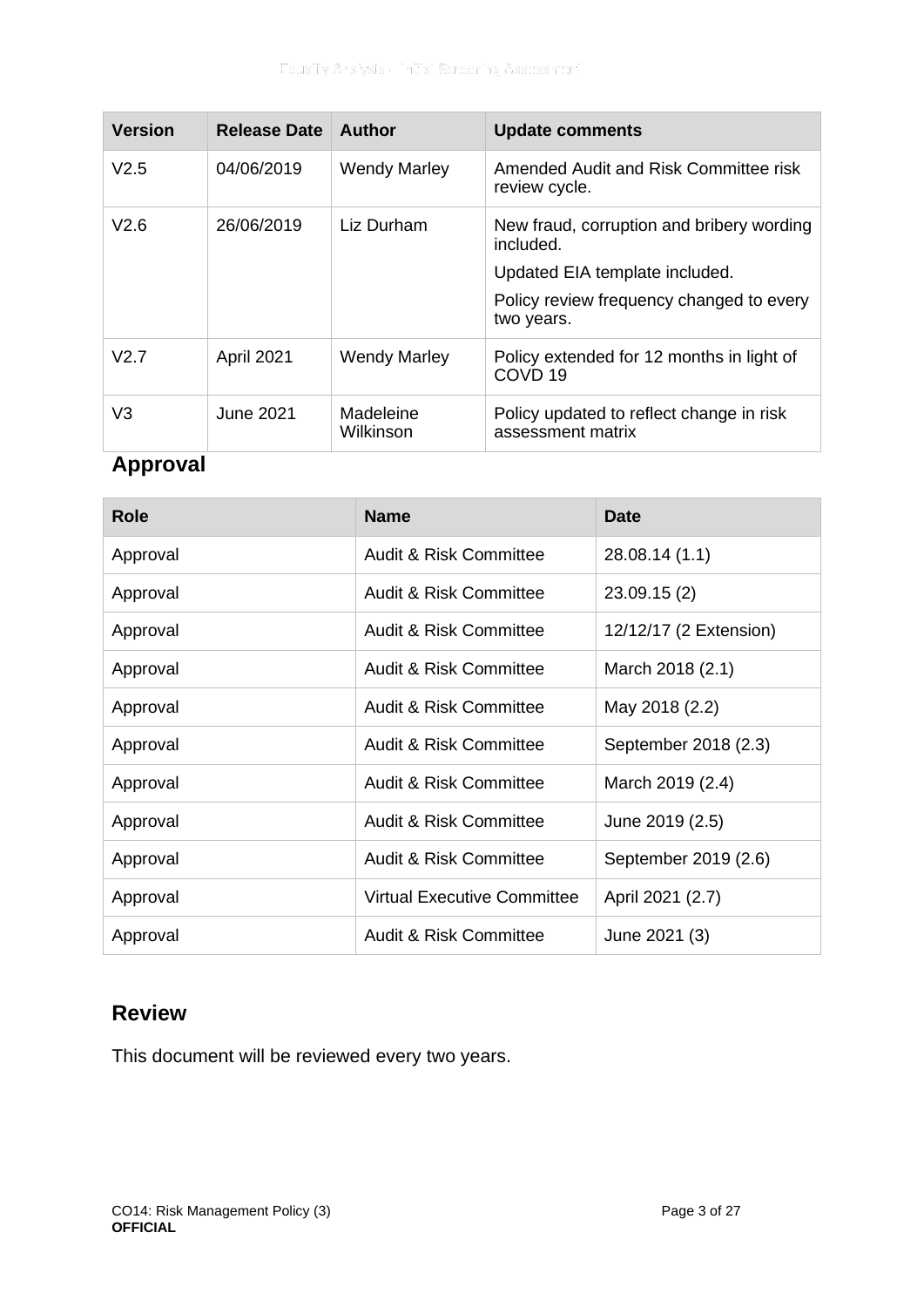| Version | Release Date | Author | Update comments |
|---|---|---|---|
| V2.5 | 04/06/2019 | Wendy Marley | Amended Audit and Risk Committee risk review cycle. |
| V2.6 | 26/06/2019 | Liz Durham | New fraud, corruption and bribery wording included.<br>Updated EIA template included.<br>Policy review frequency changed to every two years. |
| V2.7 | April 2021 | Wendy Marley | Policy extended for 12 months in light of COVD 19 |
| V3 | June 2021 | Madeleine Wilkinson | Policy updated to reflect change in risk assessment matrix |

## Approval

| Role | Name | Date |
|---|---|---|
| Approval | Audit & Risk Committee | 28.08.14 (1.1) |
| Approval | Audit & Risk Committee | 23.09.15 (2) |
| Approval | Audit & Risk Committee | 12/12/17 (2 Extension) |
| Approval | Audit & Risk Committee | March 2018 (2.1) |
| Approval | Audit & Risk Committee | May 2018 (2.2) |
| Approval | Audit & Risk Committee | September 2018 (2.3) |
| Approval | Audit & Risk Committee | March 2019 (2.4) |
| Approval | Audit & Risk Committee | June 2019 (2.5) |
| Approval | Audit & Risk Committee | September 2019 (2.6) |
| Approval | Virtual Executive Committee | April 2021 (2.7) |
| Approval | Audit & Risk Committee | June 2021 (3) |

## Review

This document will be reviewed every two years.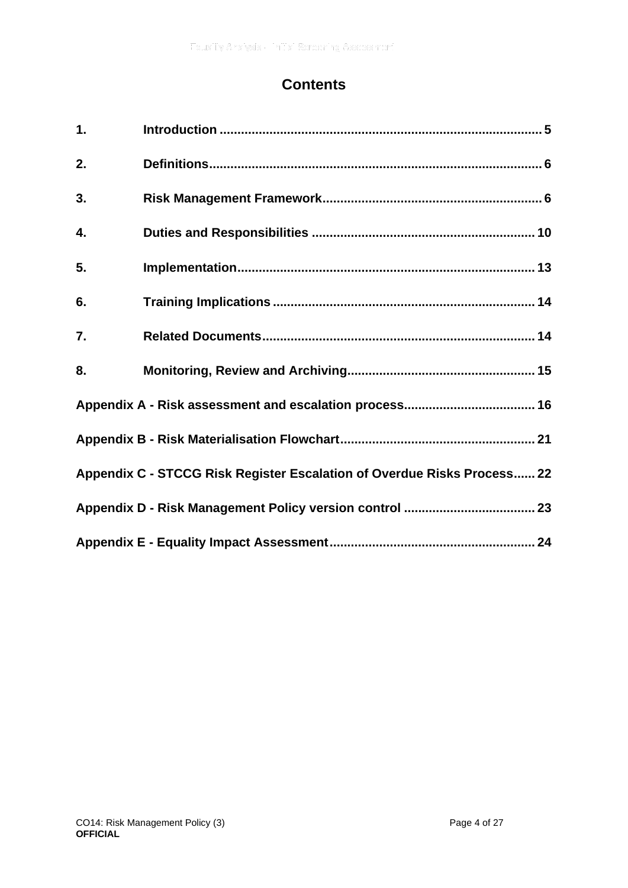# Contents

1. Introduction .......... 5
2. Definitions .......... 6
3. Risk Management Framework .......... 6
4. Duties and Responsibilities .......... 10
5. Implementation .......... 13
6. Training Implications .......... 14
7. Related Documents .......... 14
8. Monitoring, Review and Archiving .......... 15

Appendix A - Risk assessment and escalation process .......... 16

Appendix B - Risk Materialisation Flowchart .......... 21

Appendix C - STCCG Risk Register Escalation of Overdue Risks Process .......... 22

Appendix D - Risk Management Policy version control .......... 23

Appendix E - Equality Impact Assessment .......... 24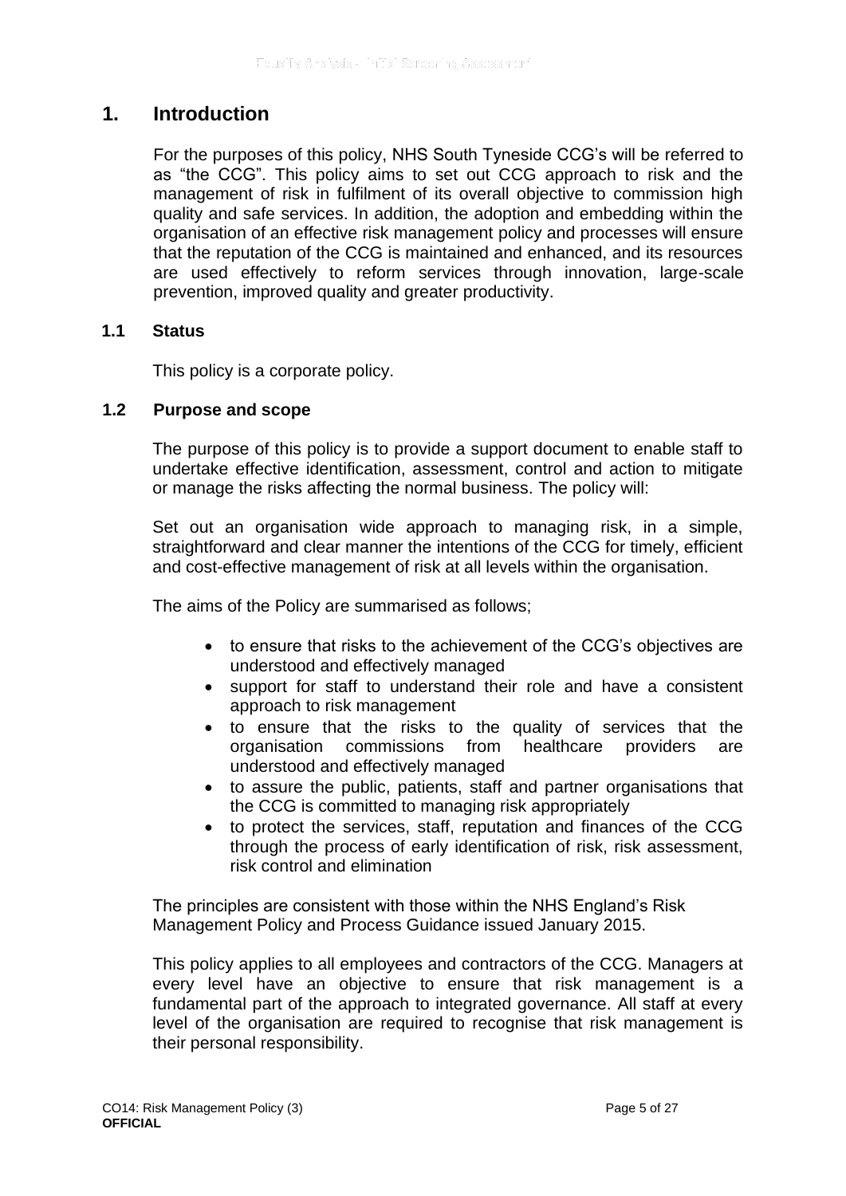# 1. Introduction

For the purposes of this policy, NHS South Tyneside CCG's will be referred to as "the CCG". This policy aims to set out CCG approach to risk and the management of risk in fulfilment of its overall objective to commission high quality and safe services. In addition, the adoption and embedding within the organisation of an effective risk management policy and processes will ensure that the reputation of the CCG is maintained and enhanced, and its resources are used effectively to reform services through innovation, large-scale prevention, improved quality and greater productivity.

## 1.1 Status

This policy is a corporate policy.

## 1.2 Purpose and scope

The purpose of this policy is to provide a support document to enable staff to undertake effective identification, assessment, control and action to mitigate or manage the risks affecting the normal business. The policy will:

Set out an organisation wide approach to managing risk, in a simple, straightforward and clear manner the intentions of the CCG for timely, efficient and cost-effective management of risk at all levels within the organisation.

The aims of the Policy are summarised as follows;

- to ensure that risks to the achievement of the CCG's objectives are understood and effectively managed
- support for staff to understand their role and have a consistent approach to risk management
- to ensure that the risks to the quality of services that the organisation commissions from healthcare providers are understood and effectively managed
- to assure the public, patients, staff and partner organisations that the CCG is committed to managing risk appropriately
- to protect the services, staff, reputation and finances of the CCG through the process of early identification of risk, risk assessment, risk control and elimination

The principles are consistent with those within the NHS England's Risk Management Policy and Process Guidance issued January 2015.

This policy applies to all employees and contractors of the CCG. Managers at every level have an objective to ensure that risk management is a fundamental part of the approach to integrated governance. All staff at every level of the organisation are required to recognise that risk management is their personal responsibility.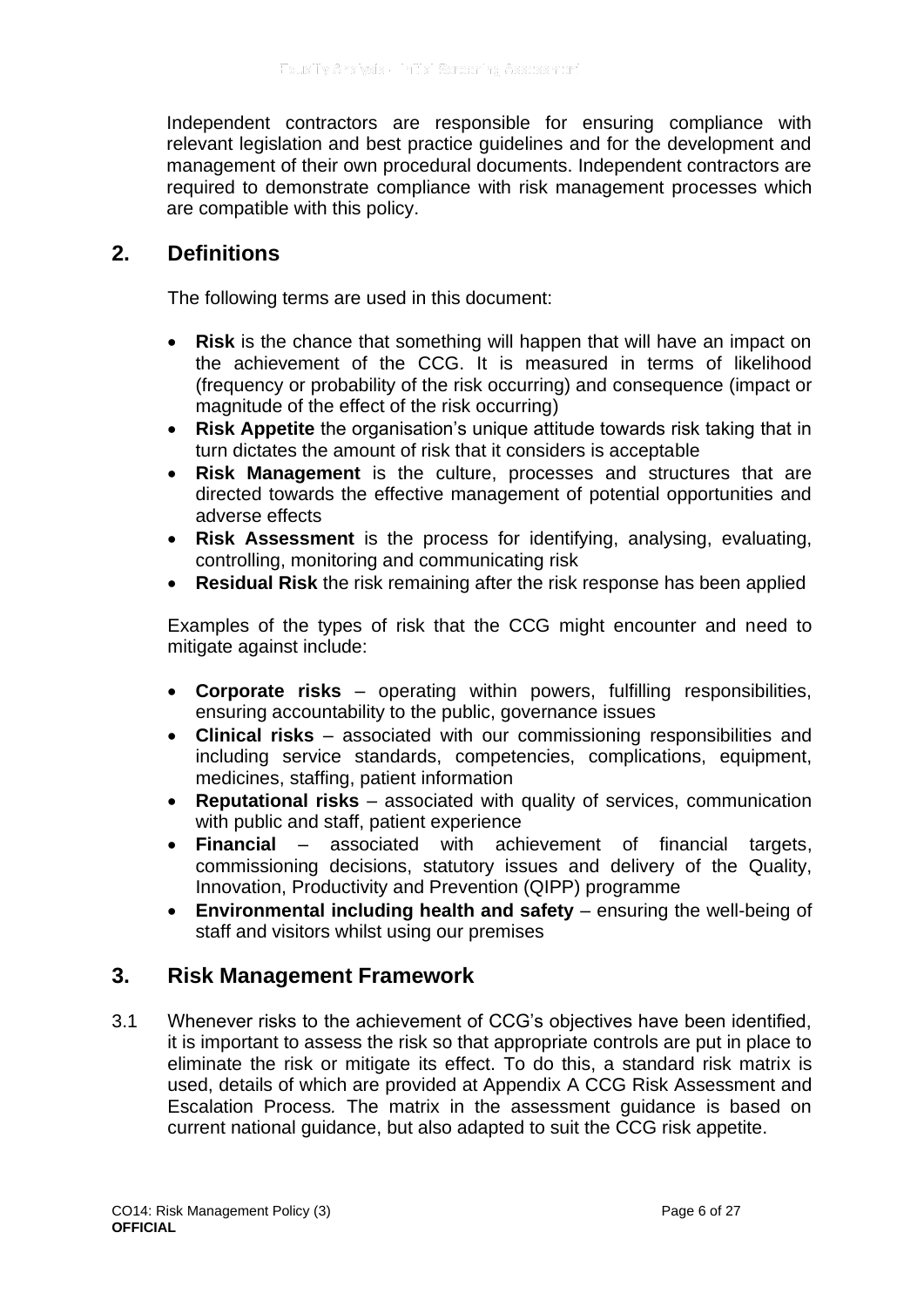Independent contractors are responsible for ensuring compliance with relevant legislation and best practice guidelines and for the development and management of their own procedural documents. Independent contractors are required to demonstrate compliance with risk management processes which are compatible with this policy.

## 2. Definitions

The following terms are used in this document:

- **Risk** is the chance that something will happen that will have an impact on the achievement of the CCG. It is measured in terms of likelihood (frequency or probability of the risk occurring) and consequence (impact or magnitude of the effect of the risk occurring)
- **Risk Appetite** the organisation's unique attitude towards risk taking that in turn dictates the amount of risk that it considers is acceptable
- **Risk Management** is the culture, processes and structures that are directed towards the effective management of potential opportunities and adverse effects
- **Risk Assessment** is the process for identifying, analysing, evaluating, controlling, monitoring and communicating risk
- **Residual Risk** the risk remaining after the risk response has been applied

Examples of the types of risk that the CCG might encounter and need to mitigate against include:

- **Corporate risks** – operating within powers, fulfilling responsibilities, ensuring accountability to the public, governance issues
- **Clinical risks** – associated with our commissioning responsibilities and including service standards, competencies, complications, equipment, medicines, staffing, patient information
- **Reputational risks** – associated with quality of services, communication with public and staff, patient experience
- **Financial** – associated with achievement of financial targets, commissioning decisions, statutory issues and delivery of the Quality, Innovation, Productivity and Prevention (QIPP) programme
- **Environmental including health and safety** – ensuring the well-being of staff and visitors whilst using our premises

## 3. Risk Management Framework

3.1 Whenever risks to the achievement of CCG's objectives have been identified, it is important to assess the risk so that appropriate controls are put in place to eliminate the risk or mitigate its effect. To do this, a standard risk matrix is used, details of which are provided at Appendix A CCG Risk Assessment and Escalation Process*.* The matrix in the assessment guidance is based on current national guidance, but also adapted to suit the CCG risk appetite.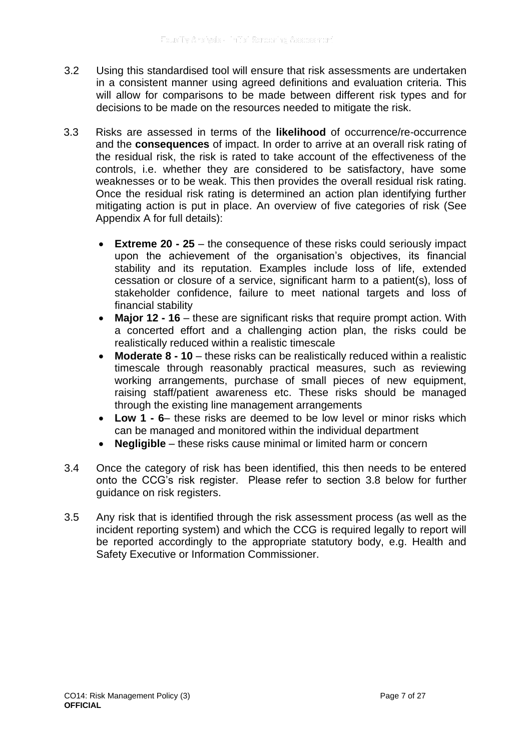3.2 Using this standardised tool will ensure that risk assessments are undertaken in a consistent manner using agreed definitions and evaluation criteria. This will allow for comparisons to be made between different risk types and for decisions to be made on the resources needed to mitigate the risk.

3.3 Risks are assessed in terms of the **likelihood** of occurrence/re-occurrence and the **consequences** of impact. In order to arrive at an overall risk rating of the residual risk, the risk is rated to take account of the effectiveness of the controls, i.e. whether they are considered to be satisfactory, have some weaknesses or to be weak. This then provides the overall residual risk rating. Once the residual risk rating is determined an action plan identifying further mitigating action is put in place. An overview of five categories of risk (See Appendix A for full details):

- **Extreme 20 - 25** – the consequence of these risks could seriously impact upon the achievement of the organisation's objectives, its financial stability and its reputation. Examples include loss of life, extended cessation or closure of a service, significant harm to a patient(s), loss of stakeholder confidence, failure to meet national targets and loss of financial stability
- **Major 12 - 16** – these are significant risks that require prompt action. With a concerted effort and a challenging action plan, the risks could be realistically reduced within a realistic timescale
- **Moderate 8 - 10** – these risks can be realistically reduced within a realistic timescale through reasonably practical measures, such as reviewing working arrangements, purchase of small pieces of new equipment, raising staff/patient awareness etc. These risks should be managed through the existing line management arrangements
- **Low 1 - 6**– these risks are deemed to be low level or minor risks which can be managed and monitored within the individual department
- **Negligible** – these risks cause minimal or limited harm or concern

3.4 Once the category of risk has been identified, this then needs to be entered onto the CCG's risk register. Please refer to section 3.8 below for further guidance on risk registers.

3.5 Any risk that is identified through the risk assessment process (as well as the incident reporting system) and which the CCG is required legally to report will be reported accordingly to the appropriate statutory body, e.g. Health and Safety Executive or Information Commissioner.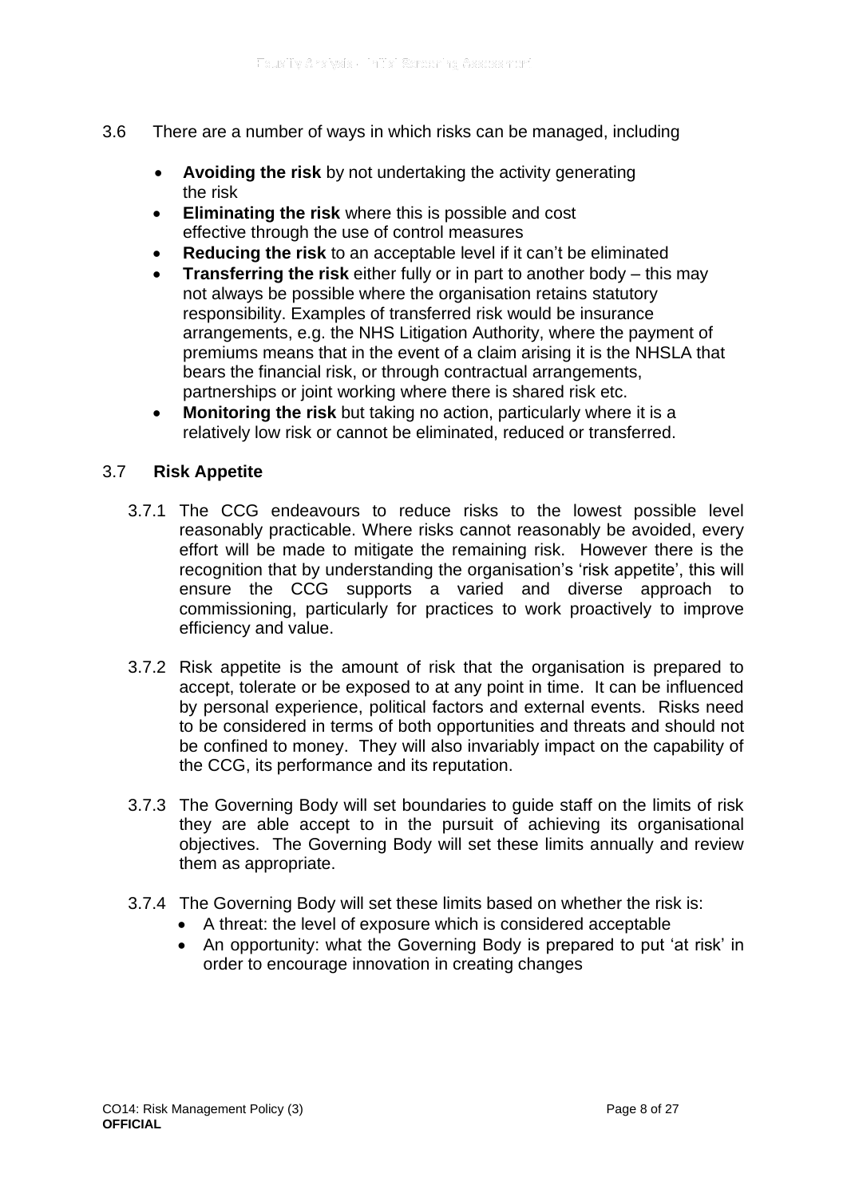3.6 There are a number of ways in which risks can be managed, including

- **Avoiding the risk** by not undertaking the activity generating the risk
- **Eliminating the risk** where this is possible and cost effective through the use of control measures
- **Reducing the risk** to an acceptable level if it can't be eliminated
- **Transferring the risk** either fully or in part to another body – this may not always be possible where the organisation retains statutory responsibility. Examples of transferred risk would be insurance arrangements, e.g. the NHS Litigation Authority, where the payment of premiums means that in the event of a claim arising it is the NHSLA that bears the financial risk, or through contractual arrangements, partnerships or joint working where there is shared risk etc.
- **Monitoring the risk** but taking no action, particularly where it is a relatively low risk or cannot be eliminated, reduced or transferred.

## 3.7 Risk Appetite

3.7.1 The CCG endeavours to reduce risks to the lowest possible level reasonably practicable. Where risks cannot reasonably be avoided, every effort will be made to mitigate the remaining risk. However there is the recognition that by understanding the organisation's 'risk appetite', this will ensure the CCG supports a varied and diverse approach to commissioning, particularly for practices to work proactively to improve efficiency and value.

3.7.2 Risk appetite is the amount of risk that the organisation is prepared to accept, tolerate or be exposed to at any point in time. It can be influenced by personal experience, political factors and external events. Risks need to be considered in terms of both opportunities and threats and should not be confined to money. They will also invariably impact on the capability of the CCG, its performance and its reputation.

3.7.3 The Governing Body will set boundaries to guide staff on the limits of risk they are able accept to in the pursuit of achieving its organisational objectives. The Governing Body will set these limits annually and review them as appropriate.

3.7.4 The Governing Body will set these limits based on whether the risk is:

- A threat: the level of exposure which is considered acceptable
- An opportunity: what the Governing Body is prepared to put 'at risk' in order to encourage innovation in creating changes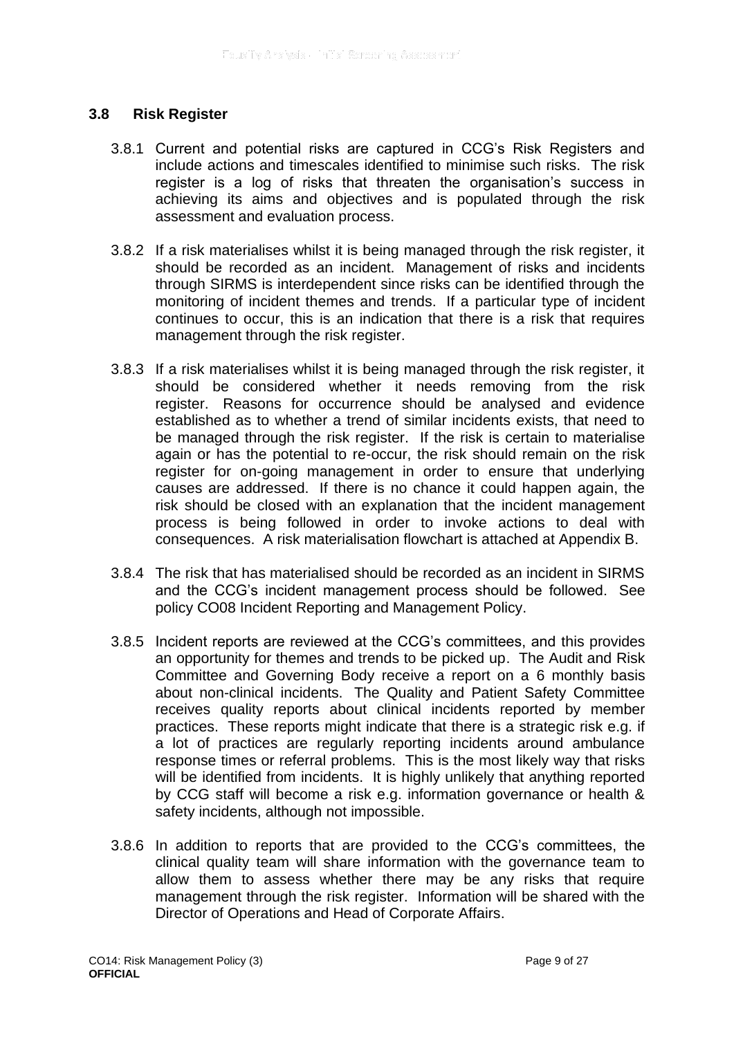## 3.8 Risk Register

3.8.1 Current and potential risks are captured in CCG's Risk Registers and include actions and timescales identified to minimise such risks. The risk register is a log of risks that threaten the organisation's success in achieving its aims and objectives and is populated through the risk assessment and evaluation process.

3.8.2 If a risk materialises whilst it is being managed through the risk register, it should be recorded as an incident. Management of risks and incidents through SIRMS is interdependent since risks can be identified through the monitoring of incident themes and trends. If a particular type of incident continues to occur, this is an indication that there is a risk that requires management through the risk register.

3.8.3 If a risk materialises whilst it is being managed through the risk register, it should be considered whether it needs removing from the risk register. Reasons for occurrence should be analysed and evidence established as to whether a trend of similar incidents exists, that need to be managed through the risk register. If the risk is certain to materialise again or has the potential to re-occur, the risk should remain on the risk register for on-going management in order to ensure that underlying causes are addressed. If there is no chance it could happen again, the risk should be closed with an explanation that the incident management process is being followed in order to invoke actions to deal with consequences. A risk materialisation flowchart is attached at Appendix B.

3.8.4 The risk that has materialised should be recorded as an incident in SIRMS and the CCG's incident management process should be followed. See policy CO08 Incident Reporting and Management Policy.

3.8.5 Incident reports are reviewed at the CCG's committees, and this provides an opportunity for themes and trends to be picked up. The Audit and Risk Committee and Governing Body receive a report on a 6 monthly basis about non-clinical incidents. The Quality and Patient Safety Committee receives quality reports about clinical incidents reported by member practices. These reports might indicate that there is a strategic risk e.g. if a lot of practices are regularly reporting incidents around ambulance response times or referral problems. This is the most likely way that risks will be identified from incidents. It is highly unlikely that anything reported by CCG staff will become a risk e.g. information governance or health & safety incidents, although not impossible.

3.8.6 In addition to reports that are provided to the CCG's committees, the clinical quality team will share information with the governance team to allow them to assess whether there may be any risks that require management through the risk register. Information will be shared with the Director of Operations and Head of Corporate Affairs.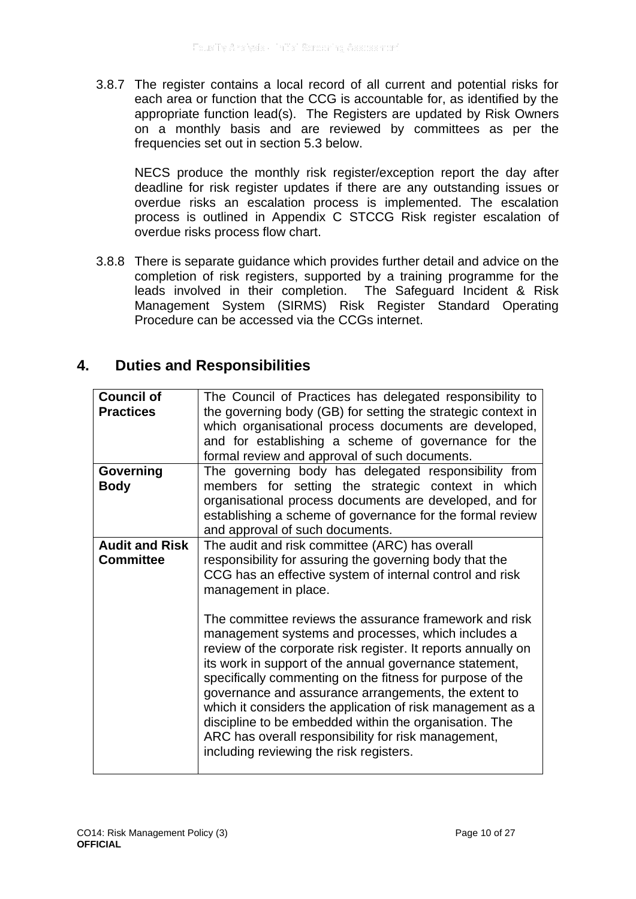3.8.7 The register contains a local record of all current and potential risks for each area or function that the CCG is accountable for, as identified by the appropriate function lead(s). The Registers are updated by Risk Owners on a monthly basis and are reviewed by committees as per the frequencies set out in section 5.3 below.

NECS produce the monthly risk register/exception report the day after deadline for risk register updates if there are any outstanding issues or overdue risks an escalation process is implemented. The escalation process is outlined in Appendix C STCCG Risk register escalation of overdue risks process flow chart.

3.8.8 There is separate guidance which provides further detail and advice on the completion of risk registers, supported by a training programme for the leads involved in their completion. The Safeguard Incident & Risk Management System (SIRMS) Risk Register Standard Operating Procedure can be accessed via the CCGs internet.

## 4. Duties and Responsibilities

| | |
|---|---|
| **Council of Practices** | The Council of Practices has delegated responsibility to the governing body (GB) for setting the strategic context in which organisational process documents are developed, and for establishing a scheme of governance for the formal review and approval of such documents. |
| **Governing Body** | The governing body has delegated responsibility from members for setting the strategic context in which organisational process documents are developed, and for establishing a scheme of governance for the formal review and approval of such documents. |
| **Audit and Risk Committee** | The audit and risk committee (ARC) has overall responsibility for assuring the governing body that the CCG has an effective system of internal control and risk management in place.<br><br>The committee reviews the assurance framework and risk management systems and processes, which includes a review of the corporate risk register. It reports annually on its work in support of the annual governance statement, specifically commenting on the fitness for purpose of the governance and assurance arrangements, the extent to which it considers the application of risk management as a discipline to be embedded within the organisation. The ARC has overall responsibility for risk management, including reviewing the risk registers. |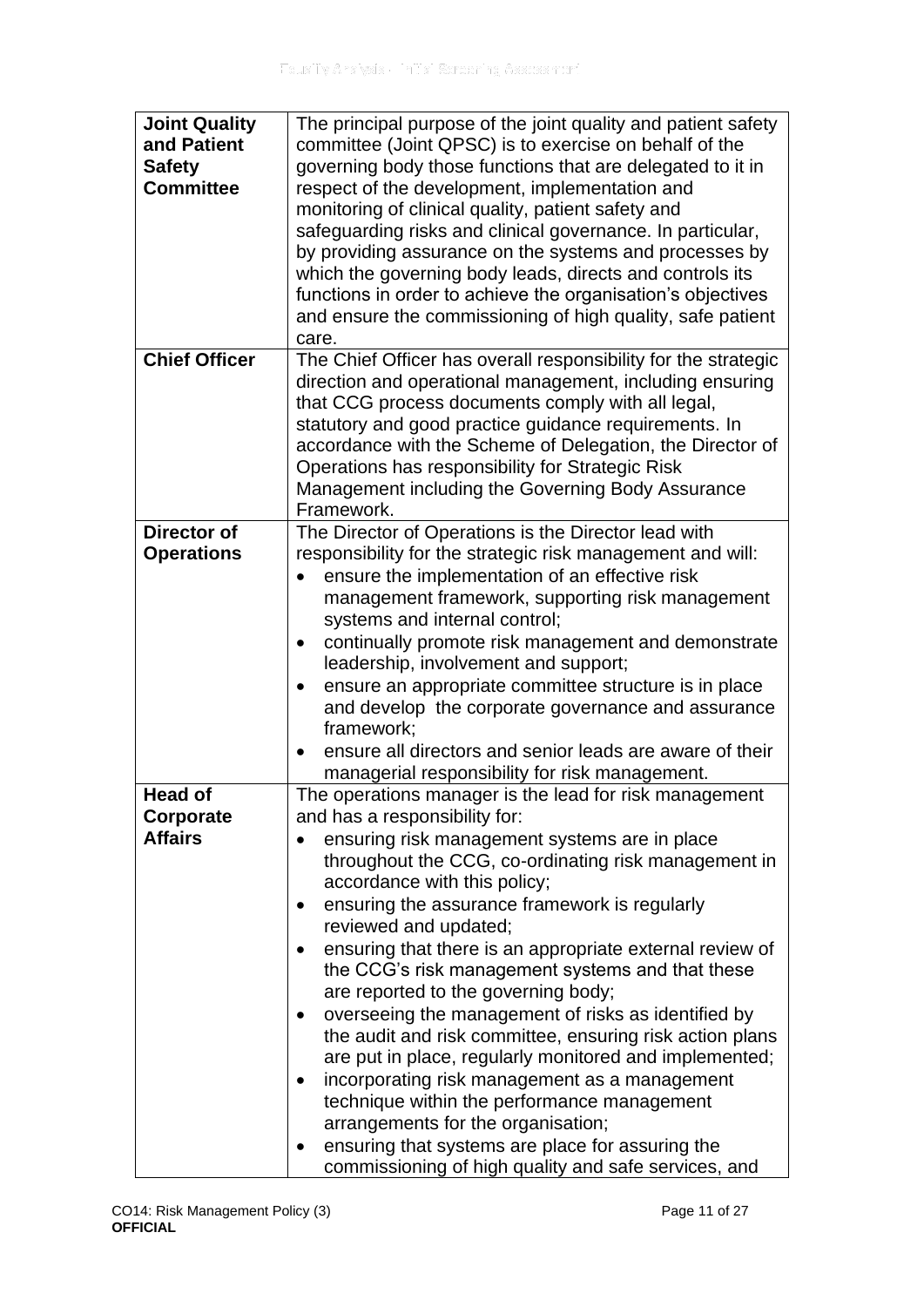| | |
|---|---|
| **Joint Quality and Patient Safety Committee** | The principal purpose of the joint quality and patient safety committee (Joint QPSC) is to exercise on behalf of the governing body those functions that are delegated to it in respect of the development, implementation and monitoring of clinical quality, patient safety and safeguarding risks and clinical governance. In particular, by providing assurance on the systems and processes by which the governing body leads, directs and controls its functions in order to achieve the organisation's objectives and ensure the commissioning of high quality, safe patient care. |
| **Chief Officer** | The Chief Officer has overall responsibility for the strategic direction and operational management, including ensuring that CCG process documents comply with all legal, statutory and good practice guidance requirements. In accordance with the Scheme of Delegation, the Director of Operations has responsibility for Strategic Risk Management including the Governing Body Assurance Framework. |
| **Director of Operations** | The Director of Operations is the Director lead with responsibility for the strategic risk management and will: <br>• ensure the implementation of an effective risk management framework, supporting risk management systems and internal control; <br>• continually promote risk management and demonstrate leadership, involvement and support; <br>• ensure an appropriate committee structure is in place and develop the corporate governance and assurance framework; <br>• ensure all directors and senior leads are aware of their managerial responsibility for risk management. |
| **Head of Corporate Affairs** | The operations manager is the lead for risk management and has a responsibility for: <br>• ensuring risk management systems are in place throughout the CCG, co-ordinating risk management in accordance with this policy; <br>• ensuring the assurance framework is regularly reviewed and updated; <br>• ensuring that there is an appropriate external review of the CCG's risk management systems and that these are reported to the governing body; <br>• overseeing the management of risks as identified by the audit and risk committee, ensuring risk action plans are put in place, regularly monitored and implemented; <br>• incorporating risk management as a management technique within the performance management arrangements for the organisation; <br>• ensuring that systems are place for assuring the commissioning of high quality and safe services, and |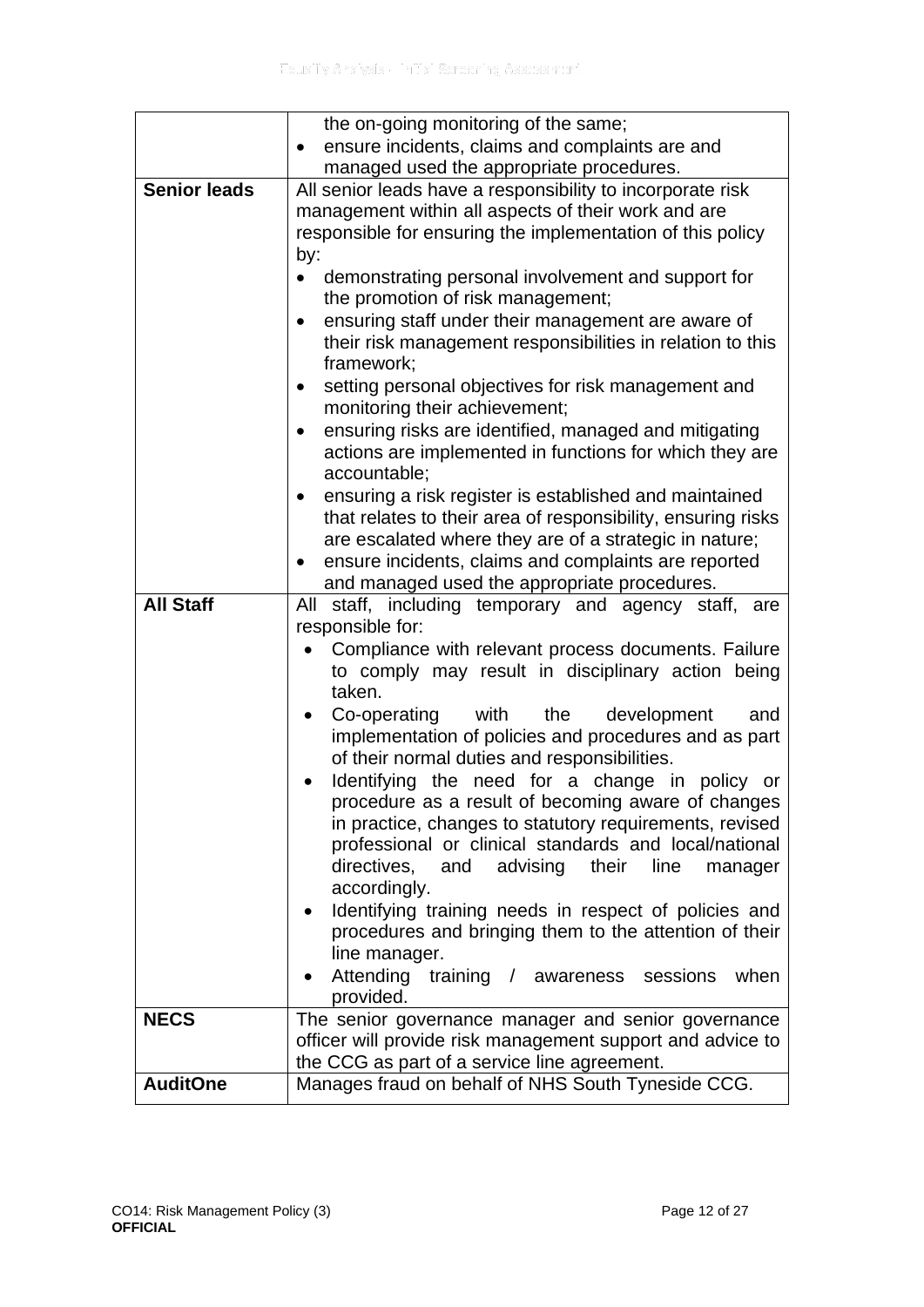| | |
|---|---|
| | the on-going monitoring of the same;<br>• ensure incidents, claims and complaints are and managed used the appropriate procedures. |
| **Senior leads** | All senior leads have a responsibility to incorporate risk management within all aspects of their work and are responsible for ensuring the implementation of this policy by:<br>• demonstrating personal involvement and support for the promotion of risk management;<br>• ensuring staff under their management are aware of their risk management responsibilities in relation to this framework;<br>• setting personal objectives for risk management and monitoring their achievement;<br>• ensuring risks are identified, managed and mitigating actions are implemented in functions for which they are accountable;<br>• ensuring a risk register is established and maintained that relates to their area of responsibility, ensuring risks are escalated where they are of a strategic in nature;<br>• ensure incidents, claims and complaints are reported and managed used the appropriate procedures. |
| **All Staff** | All staff, including temporary and agency staff, are responsible for:<br>• Compliance with relevant process documents. Failure to comply may result in disciplinary action being taken.<br>• Co-operating with the development and implementation of policies and procedures and as part of their normal duties and responsibilities.<br>• Identifying the need for a change in policy or procedure as a result of becoming aware of changes in practice, changes to statutory requirements, revised professional or clinical standards and local/national directives, and advising their line manager accordingly.<br>• Identifying training needs in respect of policies and procedures and bringing them to the attention of their line manager.<br>• Attending training / awareness sessions when provided. |
| **NECS** | The senior governance manager and senior governance officer will provide risk management support and advice to the CCG as part of a service line agreement. |
| **AuditOne** | Manages fraud on behalf of NHS South Tyneside CCG. |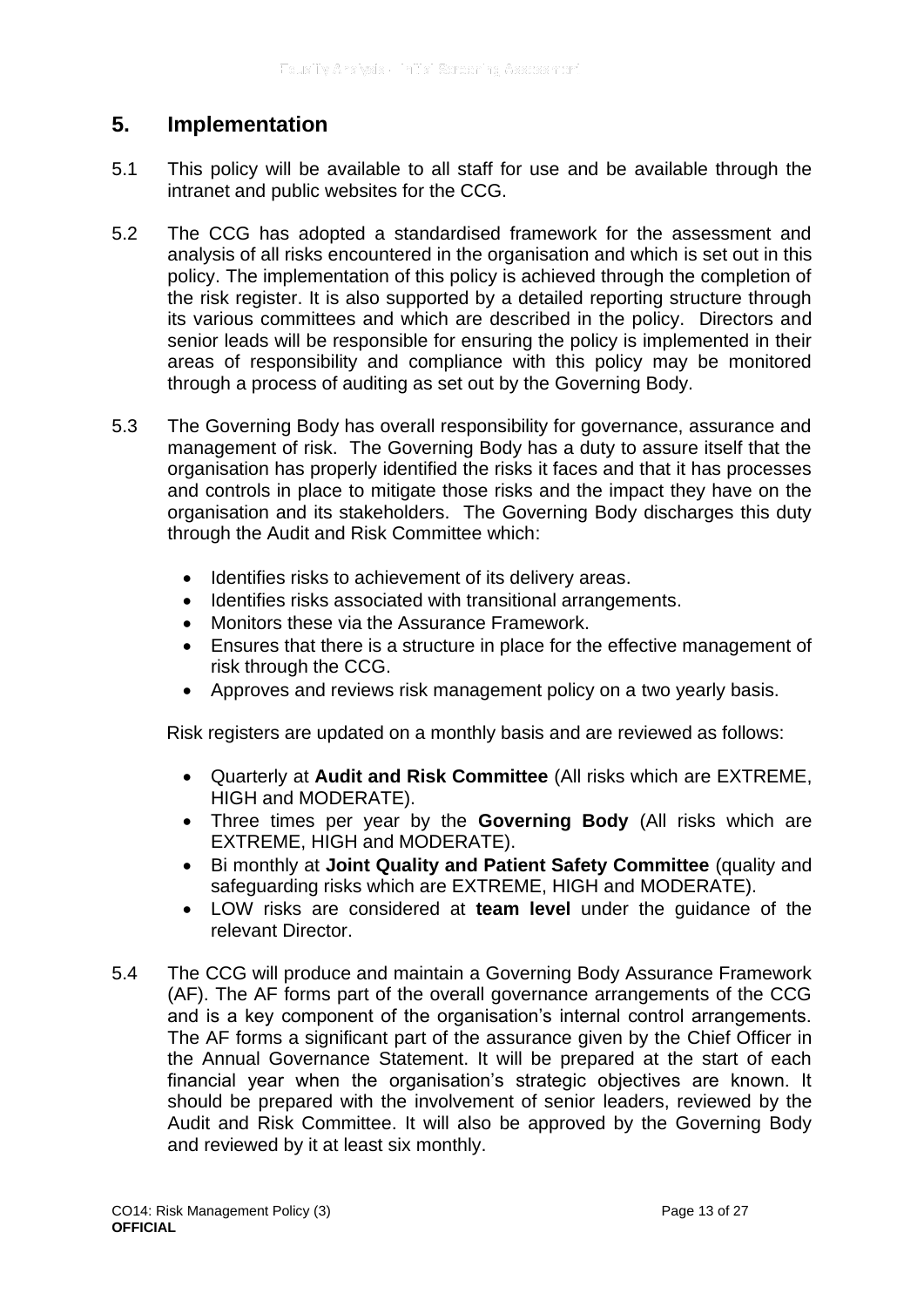## 5. Implementation

5.1 This policy will be available to all staff for use and be available through the intranet and public websites for the CCG.

5.2 The CCG has adopted a standardised framework for the assessment and analysis of all risks encountered in the organisation and which is set out in this policy. The implementation of this policy is achieved through the completion of the risk register. It is also supported by a detailed reporting structure through its various committees and which are described in the policy. Directors and senior leads will be responsible for ensuring the policy is implemented in their areas of responsibility and compliance with this policy may be monitored through a process of auditing as set out by the Governing Body.

5.3 The Governing Body has overall responsibility for governance, assurance and management of risk. The Governing Body has a duty to assure itself that the organisation has properly identified the risks it faces and that it has processes and controls in place to mitigate those risks and the impact they have on the organisation and its stakeholders. The Governing Body discharges this duty through the Audit and Risk Committee which:

- Identifies risks to achievement of its delivery areas.
- Identifies risks associated with transitional arrangements.
- Monitors these via the Assurance Framework.
- Ensures that there is a structure in place for the effective management of risk through the CCG.
- Approves and reviews risk management policy on a two yearly basis.

Risk registers are updated on a monthly basis and are reviewed as follows:

- Quarterly at **Audit and Risk Committee** (All risks which are EXTREME, HIGH and MODERATE).
- Three times per year by the **Governing Body** (All risks which are EXTREME, HIGH and MODERATE).
- Bi monthly at **Joint Quality and Patient Safety Committee** (quality and safeguarding risks which are EXTREME, HIGH and MODERATE).
- LOW risks are considered at **team level** under the guidance of the relevant Director.

5.4 The CCG will produce and maintain a Governing Body Assurance Framework (AF). The AF forms part of the overall governance arrangements of the CCG and is a key component of the organisation's internal control arrangements. The AF forms a significant part of the assurance given by the Chief Officer in the Annual Governance Statement. It will be prepared at the start of each financial year when the organisation's strategic objectives are known. It should be prepared with the involvement of senior leaders, reviewed by the Audit and Risk Committee. It will also be approved by the Governing Body and reviewed by it at least six monthly.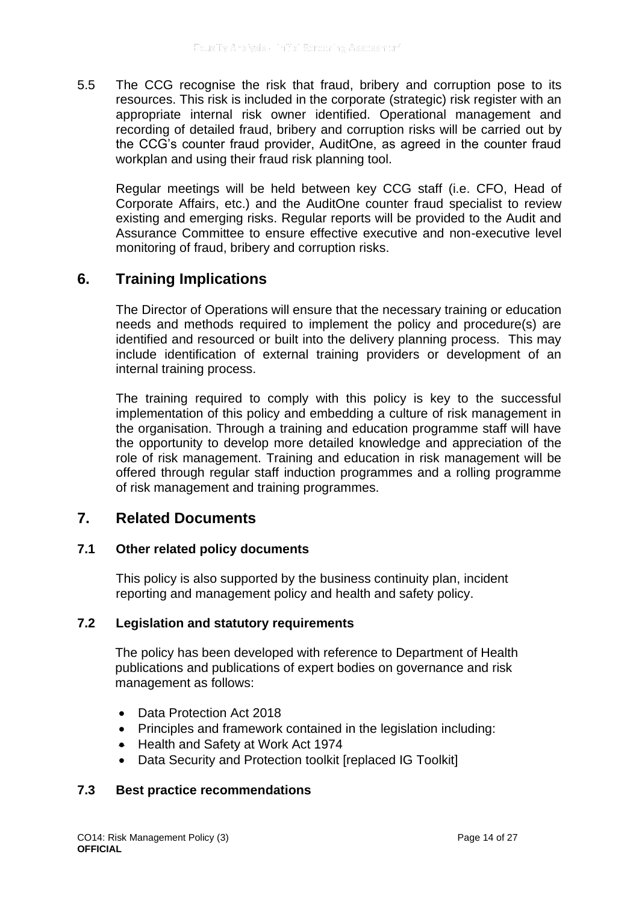5.5 The CCG recognise the risk that fraud, bribery and corruption pose to its resources. This risk is included in the corporate (strategic) risk register with an appropriate internal risk owner identified. Operational management and recording of detailed fraud, bribery and corruption risks will be carried out by the CCG's counter fraud provider, AuditOne, as agreed in the counter fraud workplan and using their fraud risk planning tool.

Regular meetings will be held between key CCG staff (i.e. CFO, Head of Corporate Affairs, etc.) and the AuditOne counter fraud specialist to review existing and emerging risks. Regular reports will be provided to the Audit and Assurance Committee to ensure effective executive and non-executive level monitoring of fraud, bribery and corruption risks.

## 6. Training Implications

The Director of Operations will ensure that the necessary training or education needs and methods required to implement the policy and procedure(s) are identified and resourced or built into the delivery planning process. This may include identification of external training providers or development of an internal training process.

The training required to comply with this policy is key to the successful implementation of this policy and embedding a culture of risk management in the organisation. Through a training and education programme staff will have the opportunity to develop more detailed knowledge and appreciation of the role of risk management. Training and education in risk management will be offered through regular staff induction programmes and a rolling programme of risk management and training programmes.

## 7. Related Documents

### 7.1 Other related policy documents

This policy is also supported by the business continuity plan, incident reporting and management policy and health and safety policy.

### 7.2 Legislation and statutory requirements

The policy has been developed with reference to Department of Health publications and publications of expert bodies on governance and risk management as follows:

- Data Protection Act 2018
- Principles and framework contained in the legislation including:
- Health and Safety at Work Act 1974
- Data Security and Protection toolkit [replaced IG Toolkit]

### 7.3 Best practice recommendations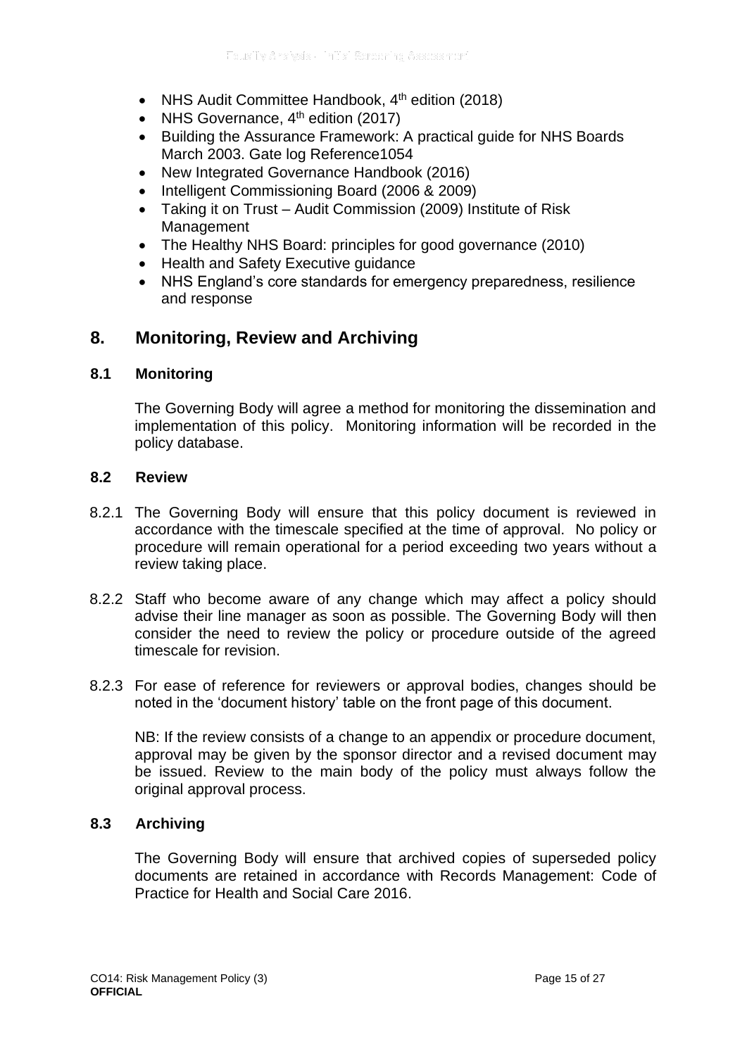- NHS Audit Committee Handbook, 4th edition (2018)
- NHS Governance, 4th edition (2017)
- Building the Assurance Framework: A practical guide for NHS Boards March 2003. Gate log Reference1054
- New Integrated Governance Handbook (2016)
- Intelligent Commissioning Board (2006 & 2009)
- Taking it on Trust – Audit Commission (2009) Institute of Risk Management
- The Healthy NHS Board: principles for good governance (2010)
- Health and Safety Executive guidance
- NHS England's core standards for emergency preparedness, resilience and response

## 8. Monitoring, Review and Archiving

### 8.1 Monitoring

The Governing Body will agree a method for monitoring the dissemination and implementation of this policy. Monitoring information will be recorded in the policy database.

### 8.2 Review

8.2.1 The Governing Body will ensure that this policy document is reviewed in accordance with the timescale specified at the time of approval. No policy or procedure will remain operational for a period exceeding two years without a review taking place.

8.2.2 Staff who become aware of any change which may affect a policy should advise their line manager as soon as possible. The Governing Body will then consider the need to review the policy or procedure outside of the agreed timescale for revision.

8.2.3 For ease of reference for reviewers or approval bodies, changes should be noted in the 'document history' table on the front page of this document.

NB: If the review consists of a change to an appendix or procedure document, approval may be given by the sponsor director and a revised document may be issued. Review to the main body of the policy must always follow the original approval process.

### 8.3 Archiving

The Governing Body will ensure that archived copies of superseded policy documents are retained in accordance with Records Management: Code of Practice for Health and Social Care 2016.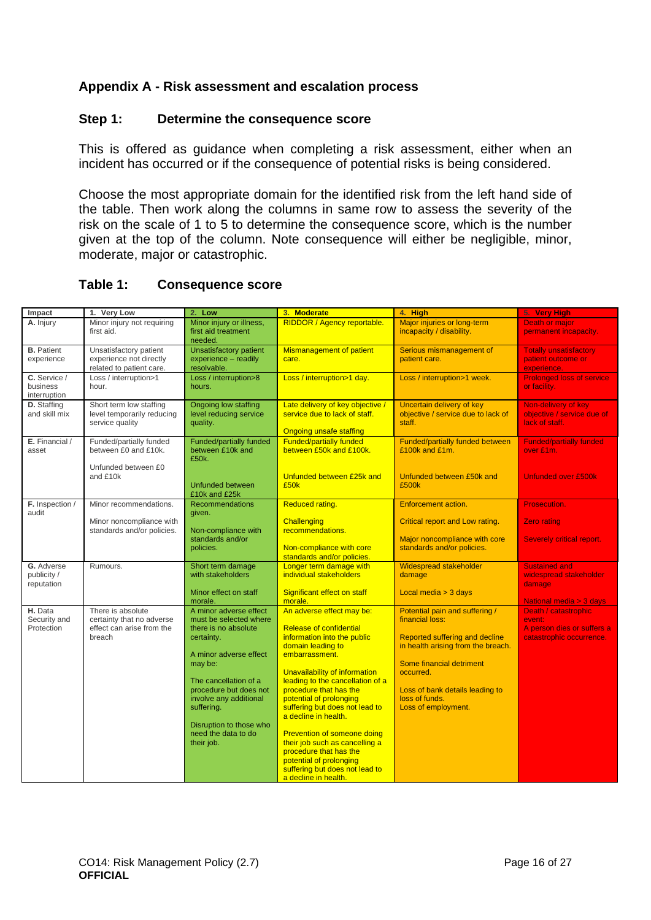## Appendix A - Risk assessment and escalation process

### Step 1: Determine the consequence score

This is offered as guidance when completing a risk assessment, either when an incident has occurred or if the consequence of potential risks is being considered.

Choose the most appropriate domain for the identified risk from the left hand side of the table. Then work along the columns in same row to assess the severity of the risk on the scale of 1 to 5 to determine the consequence score, which is the number given at the top of the column. Note consequence will either be negligible, minor, moderate, major or catastrophic.

### Table 1: Consequence score

| Impact | 1. Very Low | 2. Low | 3. Moderate | 4. High | 5. Very High |
|---|---|---|---|---|---|
| A. Injury | Minor injury not requiring first aid. | Minor injury or illness, first aid treatment needed. | RIDDOR / Agency reportable. | Major injuries or long-term incapacity / disability. | Death or major permanent incapacity. |
| B. Patient experience | Unsatisfactory patient experience not directly related to patient care. | Unsatisfactory patient experience – readily resolvable. | Mismanagement of patient care. | Serious mismanagement of patient care. | Totally unsatisfactory patient outcome or experience. |
| C. Service / business interruption | Loss / interruption>1 hour. | Loss / interruption>8 hours. | Loss / interruption>1 day. | Loss / interruption>1 week. | Prolonged loss of service or facility. |
| D. Staffing and skill mix | Short term low staffing level temporarily reducing service quality | Ongoing low staffing level reducing service quality. | Late delivery of key objective / service due to lack of staff.<br><br>Ongoing unsafe staffing | Uncertain delivery of key objective / service due to lack of staff. | Non-delivery of key objective / service due of lack of staff. |
| E. Financial / asset | Funded/partially funded between £0 and £10k.<br><br>Unfunded between £0 and £10k | Funded/partially funded between £10k and £50k.<br><br>Unfunded between £10k and £25k | Funded/partially funded between £50k and £100k.<br><br>Unfunded between £25k and £50k | Funded/partially funded between £100k and £1m.<br><br>Unfunded between £50k and £500k | Funded/partially funded over £1m.<br><br>Unfunded over £500k |
| F. Inspection / audit | Minor recommendations.<br><br>Minor noncompliance with standards and/or policies. | Recommendations given.<br><br>Non-compliance with standards and/or policies. | Reduced rating.<br><br>Challenging recommendations.<br><br>Non-compliance with core standards and/or policies. | Enforcement action.<br><br>Critical report and Low rating.<br><br>Major noncompliance with core standards and/or policies. | Prosecution.<br><br>Zero rating<br><br>Severely critical report. |
| G. Adverse publicity / reputation | Rumours. | Short term damage with stakeholders<br><br>Minor effect on staff morale. | Longer term damage with individual stakeholders<br><br>Significant effect on staff morale. | Widespread stakeholder damage<br><br>Local media > 3 days | Sustained and widespread stakeholder damage<br><br>National media > 3 days |
| H. Data Security and Protection | There is absolute certainty that no adverse effect can arise from the breach | A minor adverse effect must be selected where there is no absolute certainty.<br><br>A minor adverse effect may be:<br><br>The cancellation of a procedure but does not involve any additional suffering.<br><br>Disruption to those who need the data to do their job. | An adverse effect may be:<br><br>Release of confidential information into the public domain leading to embarrassment.<br><br>Unavailability of information leading to the cancellation of a procedure that has the potential of prolonging suffering but does not lead to a decline in health.<br><br>Prevention of someone doing their job such as cancelling a procedure that has the potential of prolonging suffering but does not lead to a decline in health. | Potential pain and suffering / financial loss:<br><br>Reported suffering and decline in health arising from the breach.<br><br>Some financial detriment occurred.<br><br>Loss of bank details leading to loss of funds.<br>Loss of employment. | Death / catastrophic event:<br>A person dies or suffers a catastrophic occurrence. |

CO14: Risk Management Policy (2.7)
**OFFICIAL**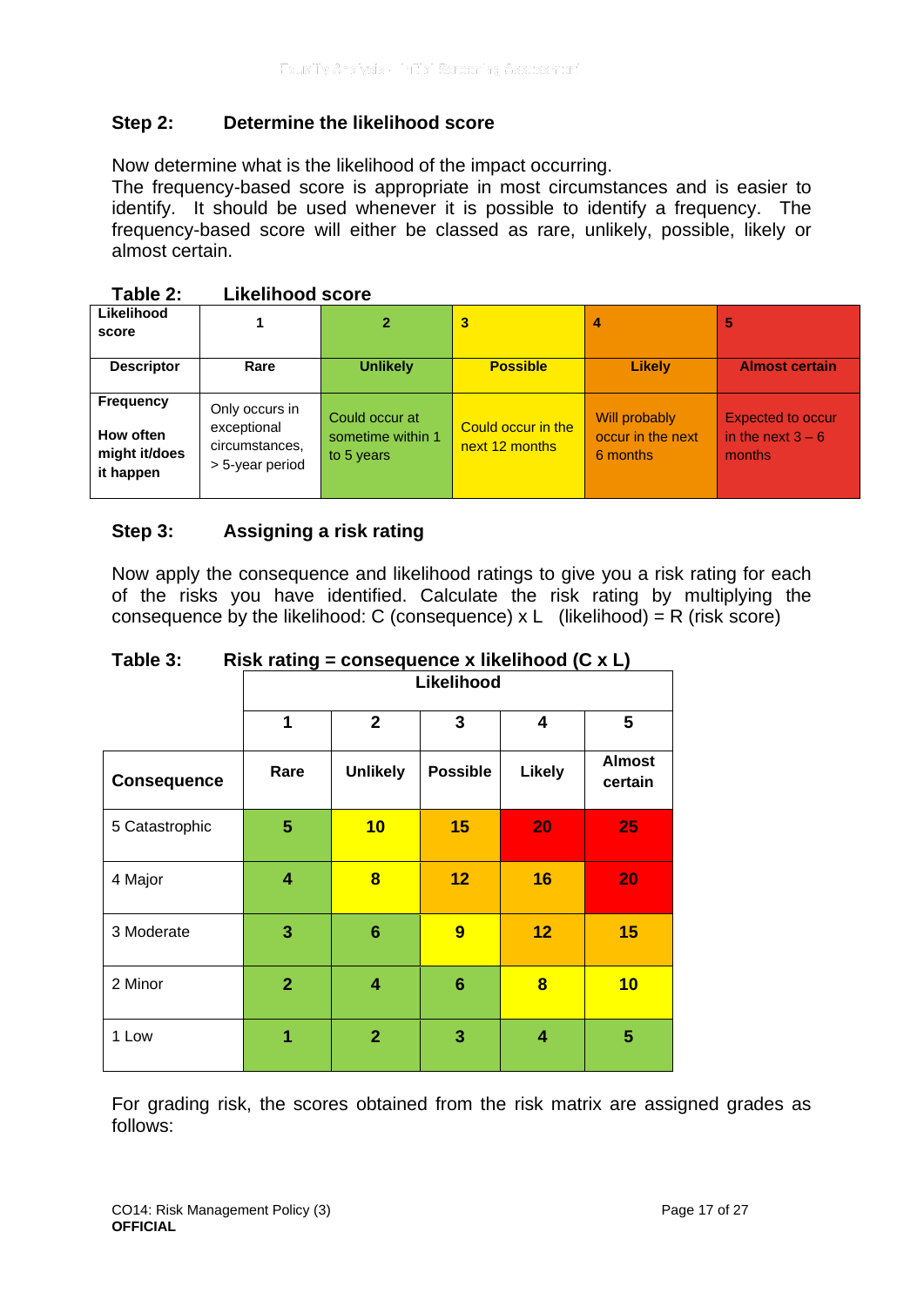### Step 2: Determine the likelihood score

Now determine what is the likelihood of the impact occurring.
The frequency-based score is appropriate in most circumstances and is easier to identify. It should be used whenever it is possible to identify a frequency. The frequency-based score will either be classed as rare, unlikely, possible, likely or almost certain.

**Table 2: Likelihood score**

| Likelihood score | 1 | 2 | 3 | 4 | 5 |
|---|---|---|---|---|---|
| **Descriptor** | **Rare** | **Unlikely** | **Possible** | **Likely** | **Almost certain** |
| **Frequency** How often might it/does it happen | Only occurs in exceptional circumstances, > 5-year period | Could occur at sometime within 1 to 5 years | Could occur in the next 12 months | Will probably occur in the next 6 months | Expected to occur in the next 3 – 6 months |

### Step 3: Assigning a risk rating

Now apply the consequence and likelihood ratings to give you a risk rating for each of the risks you have identified. Calculate the risk rating by multiplying the consequence by the likelihood: C (consequence) x L (likelihood) = R (risk score)

**Table 3: Risk rating = consequence x likelihood (C x L)**

| | Likelihood | | | | |
|---|---|---|---|---|---|
| | **1** | **2** | **3** | **4** | **5** |
| **Consequence** | **Rare** | **Unlikely** | **Possible** | **Likely** | **Almost certain** |
| 5 Catastrophic | **5** | **10** | **15** | **20** | **25** |
| 4 Major | **4** | **8** | **12** | **16** | **20** |
| 3 Moderate | **3** | **6** | **9** | **12** | **15** |
| 2 Minor | **2** | **4** | **6** | **8** | **10** |
| 1 Low | **1** | **2** | **3** | **4** | **5** |

For grading risk, the scores obtained from the risk matrix are assigned grades as follows: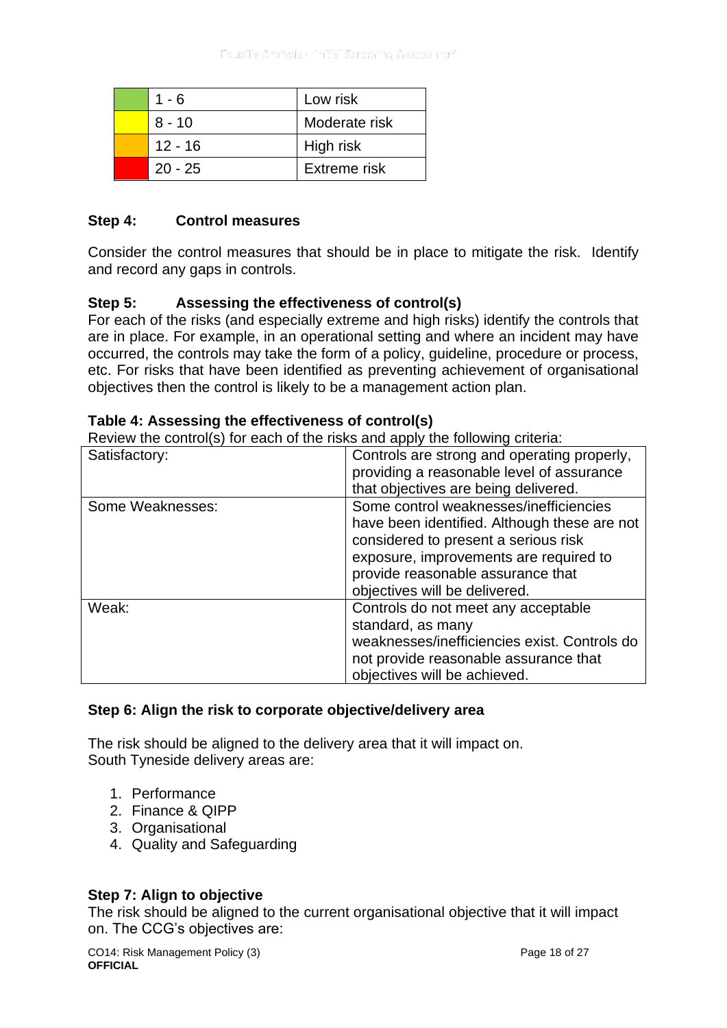| | | |
|---|---|---|
| | 1 - 6 | Low risk |
| | 8 - 10 | Moderate risk |
| | 12 - 16 | High risk |
| | 20 - 25 | Extreme risk |

### Step 4: Control measures

Consider the control measures that should be in place to mitigate the risk. Identify and record any gaps in controls.

### Step 5: Assessing the effectiveness of control(s)

For each of the risks (and especially extreme and high risks) identify the controls that are in place. For example, in an operational setting and where an incident may have occurred, the controls may take the form of a policy, guideline, procedure or process, etc. For risks that have been identified as preventing achievement of organisational objectives then the control is likely to be a management action plan.

**Table 4: Assessing the effectiveness of control(s)**

Review the control(s) for each of the risks and apply the following criteria:

| | |
|---|---|
| Satisfactory: | Controls are strong and operating properly, providing a reasonable level of assurance that objectives are being delivered. |
| Some Weaknesses: | Some control weaknesses/inefficiencies have been identified. Although these are not considered to present a serious risk exposure, improvements are required to provide reasonable assurance that objectives will be delivered. |
| Weak: | Controls do not meet any acceptable standard, as many weaknesses/inefficiencies exist. Controls do not provide reasonable assurance that objectives will be achieved. |

### Step 6: Align the risk to corporate objective/delivery area

The risk should be aligned to the delivery area that it will impact on.
South Tyneside delivery areas are:

1. Performance
2. Finance & QIPP
3. Organisational
4. Quality and Safeguarding

### Step 7: Align to objective

The risk should be aligned to the current organisational objective that it will impact on. The CCG's objectives are: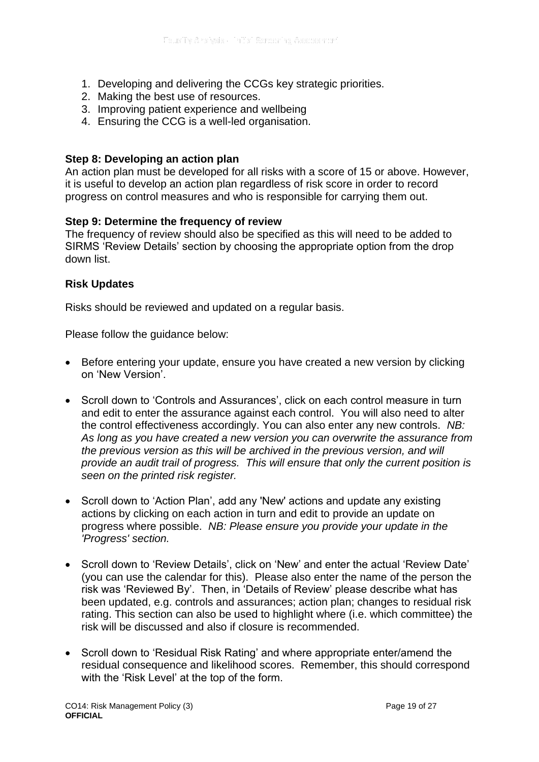1. Developing and delivering the CCGs key strategic priorities.
2. Making the best use of resources.
3. Improving patient experience and wellbeing
4. Ensuring the CCG is a well-led organisation.

**Step 8: Developing an action plan**

An action plan must be developed for all risks with a score of 15 or above. However, it is useful to develop an action plan regardless of risk score in order to record progress on control measures and who is responsible for carrying them out.

**Step 9: Determine the frequency of review**

The frequency of review should also be specified as this will need to be added to SIRMS 'Review Details' section by choosing the appropriate option from the drop down list.

**Risk Updates**

Risks should be reviewed and updated on a regular basis.

Please follow the guidance below:

- Before entering your update, ensure you have created a new version by clicking on 'New Version'.
- Scroll down to 'Controls and Assurances', click on each control measure in turn and edit to enter the assurance against each control. You will also need to alter the control effectiveness accordingly. You can also enter any new controls. *NB: As long as you have created a new version you can overwrite the assurance from the previous version as this will be archived in the previous version, and will provide an audit trail of progress. This will ensure that only the current position is seen on the printed risk register.*
- Scroll down to 'Action Plan', add any 'New' actions and update any existing actions by clicking on each action in turn and edit to provide an update on progress where possible. *NB: Please ensure you provide your update in the 'Progress' section.*
- Scroll down to 'Review Details', click on 'New' and enter the actual 'Review Date' (you can use the calendar for this). Please also enter the name of the person the risk was 'Reviewed By'. Then, in 'Details of Review' please describe what has been updated, e.g. controls and assurances; action plan; changes to residual risk rating. This section can also be used to highlight where (i.e. which committee) the risk will be discussed and also if closure is recommended.
- Scroll down to 'Residual Risk Rating' and where appropriate enter/amend the residual consequence and likelihood scores. Remember, this should correspond with the 'Risk Level' at the top of the form.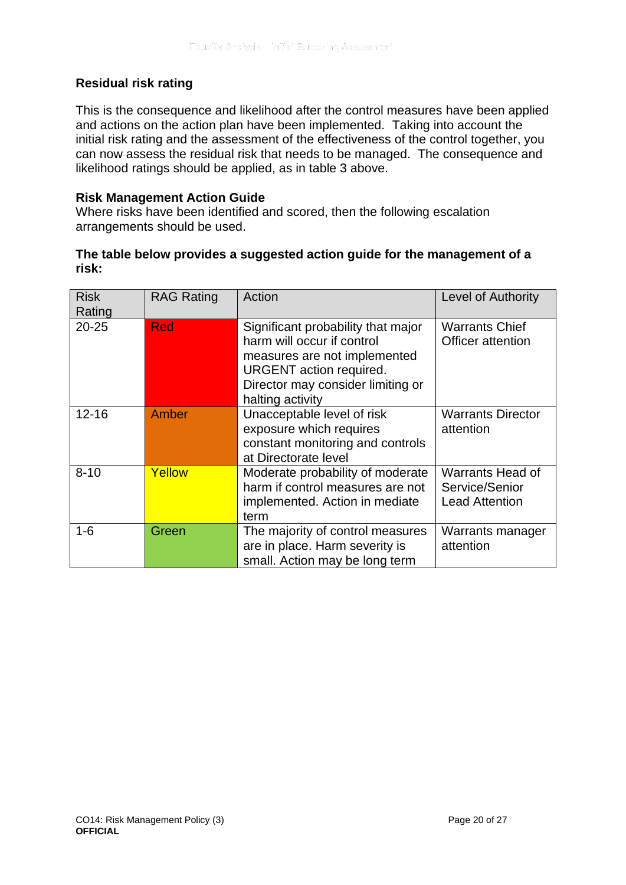**Residual risk rating**

This is the consequence and likelihood after the control measures have been applied and actions on the action plan have been implemented. Taking into account the initial risk rating and the assessment of the effectiveness of the control together, you can now assess the residual risk that needs to be managed. The consequence and likelihood ratings should be applied, as in table 3 above.

**Risk Management Action Guide**

Where risks have been identified and scored, then the following escalation arrangements should be used.

**The table below provides a suggested action guide for the management of a risk:**

| Risk Rating | RAG Rating | Action | Level of Authority |
|---|---|---|---|
| 20-25 | Red | Significant probability that major harm will occur if control measures are not implemented URGENT action required. Director may consider limiting or halting activity | Warrants Chief Officer attention |
| 12-16 | Amber | Unacceptable level of risk exposure which requires constant monitoring and controls at Directorate level | Warrants Director attention |
| 8-10 | Yellow | Moderate probability of moderate harm if control measures are not implemented. Action in mediate term | Warrants Head of Service/Senior Lead Attention |
| 1-6 | Green | The majority of control measures are in place. Harm severity is small. Action may be long term | Warrants manager attention |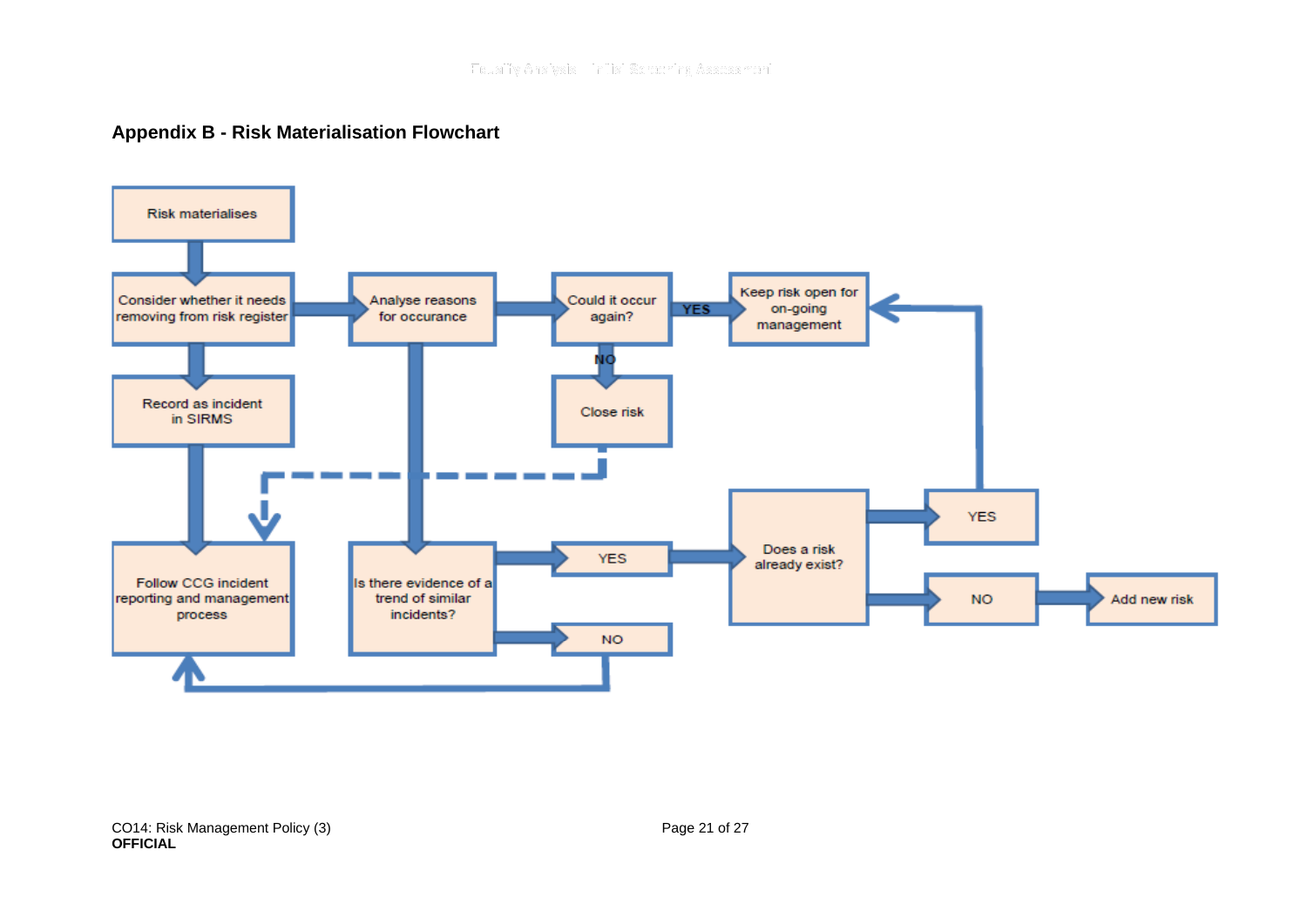## Appendix B - Risk Materialisation Flowchart

Risk materialises

Consider whether it needs removing from risk register

Analyse reasons for occurance

Could it occur again?

YES

Keep risk open for on-going management

NO

Close risk

Record as incident in SIRMS

Follow CCG incident reporting and management process

Is there evidence of a trend of similar incidents?

YES

NO

Does a risk already exist?

YES

NO

Add new risk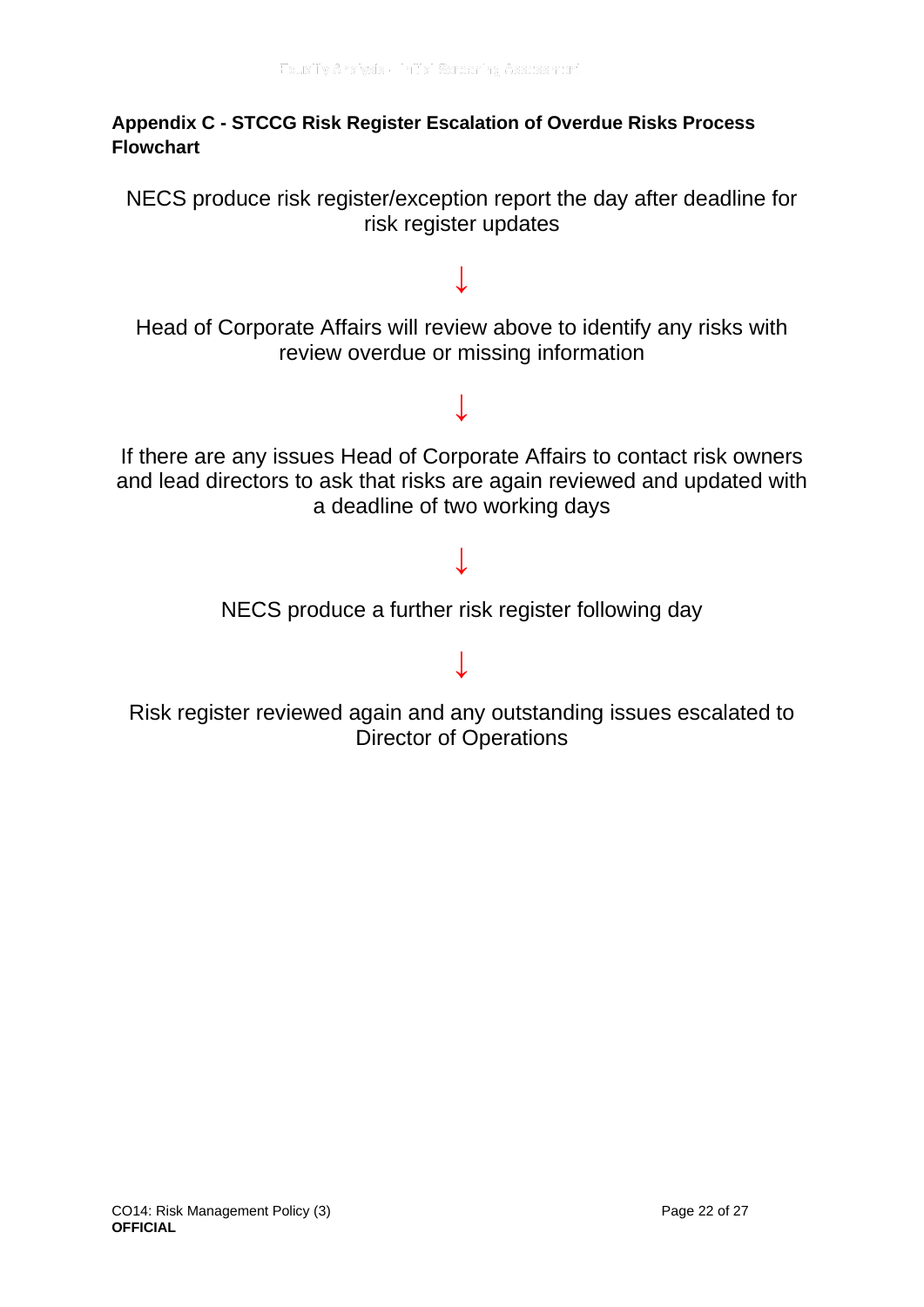**Appendix C - STCCG Risk Register Escalation of Overdue Risks Process Flowchart**

NECS produce risk register/exception report the day after deadline for risk register updates

↓

Head of Corporate Affairs will review above to identify any risks with review overdue or missing information

↓

If there are any issues Head of Corporate Affairs to contact risk owners and lead directors to ask that risks are again reviewed and updated with a deadline of two working days

↓

NECS produce a further risk register following day

↓

Risk register reviewed again and any outstanding issues escalated to Director of Operations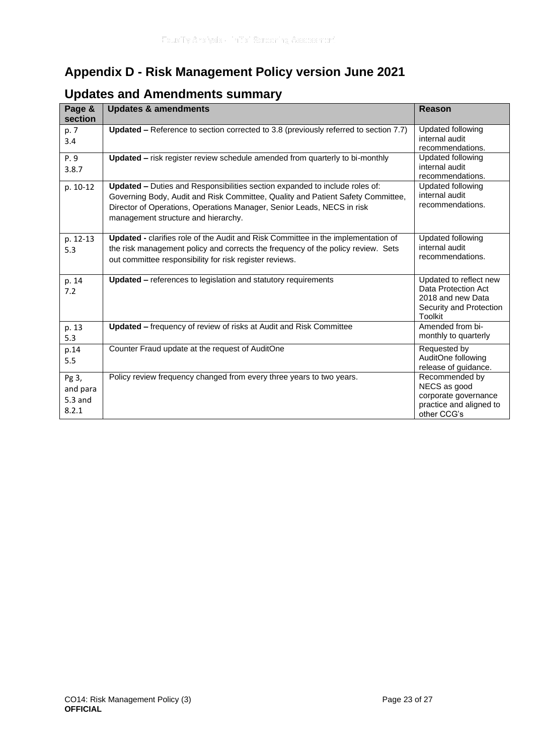## Appendix D - Risk Management Policy version June 2021

## Updates and Amendments summary

| Page & section | Updates & amendments | Reason |
|---|---|---|
| p. 7<br>3.4 | **Updated –** Reference to section corrected to 3.8 (previously referred to section 7.7) | Updated following internal audit recommendations. |
| P. 9<br>3.8.7 | **Updated –** risk register review schedule amended from quarterly to bi-monthly | Updated following internal audit recommendations. |
| p. 10-12 | **Updated –** Duties and Responsibilities section expanded to include roles of: Governing Body, Audit and Risk Committee, Quality and Patient Safety Committee, Director of Operations, Operations Manager, Senior Leads, NECS in risk management structure and hierarchy. | Updated following internal audit recommendations. |
| p. 12-13<br>5.3 | **Updated -** clarifies role of the Audit and Risk Committee in the implementation of the risk management policy and corrects the frequency of the policy review. Sets out committee responsibility for risk register reviews. | Updated following internal audit recommendations. |
| p. 14<br>7.2 | **Updated –** references to legislation and statutory requirements | Updated to reflect new Data Protection Act 2018 and new Data Security and Protection Toolkit |
| p. 13<br>5.3 | **Updated –** frequency of review of risks at Audit and Risk Committee | Amended from bi-monthly to quarterly |
| p.14<br>5.5 | Counter Fraud update at the request of AuditOne | Requested by AuditOne following release of guidance. |
| Pg 3, and para 5.3 and 8.2.1 | Policy review frequency changed from every three years to two years. | Recommended by NECS as good corporate governance practice and aligned to other CCG's |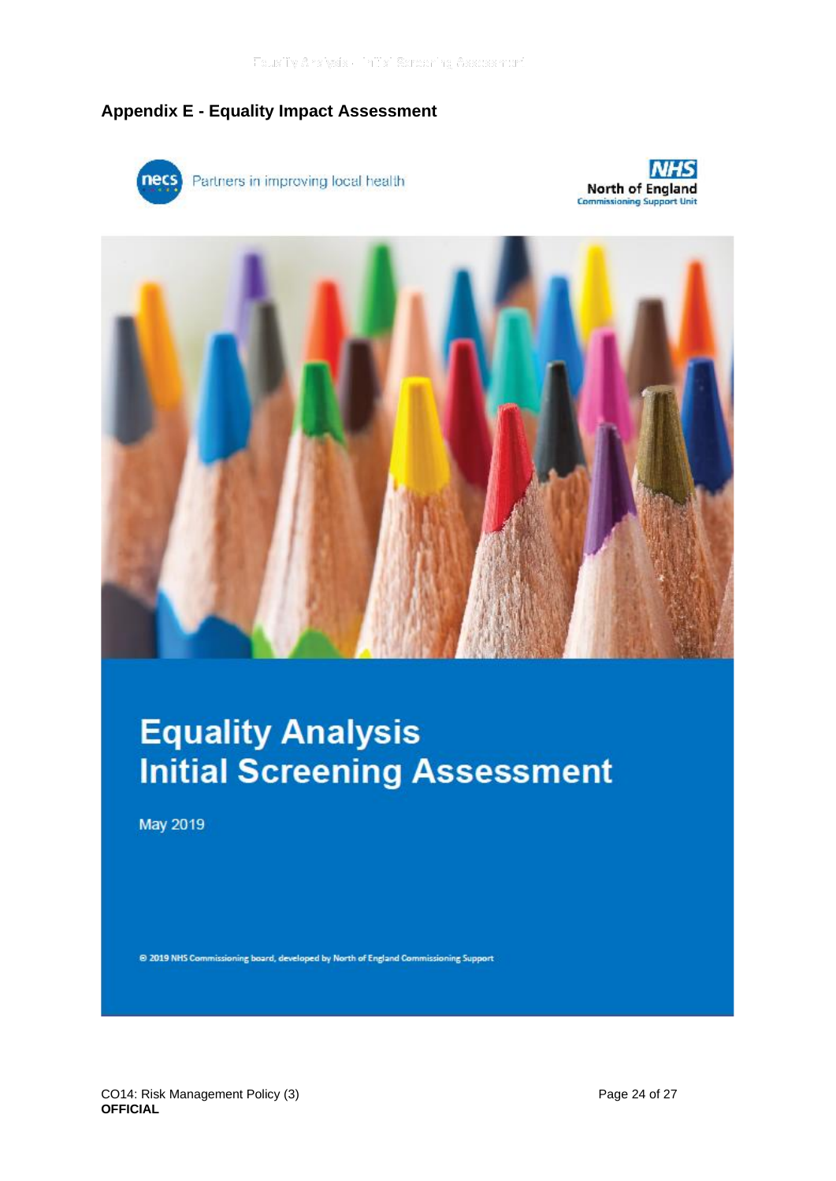## Appendix E - Equality Impact Assessment

Partners in improving local health

NHS North of England Commissioning Support Unit

# Equality Analysis Initial Screening Assessment

May 2019

© 2019 NHS Commissioning board, developed by North of England Commissioning Support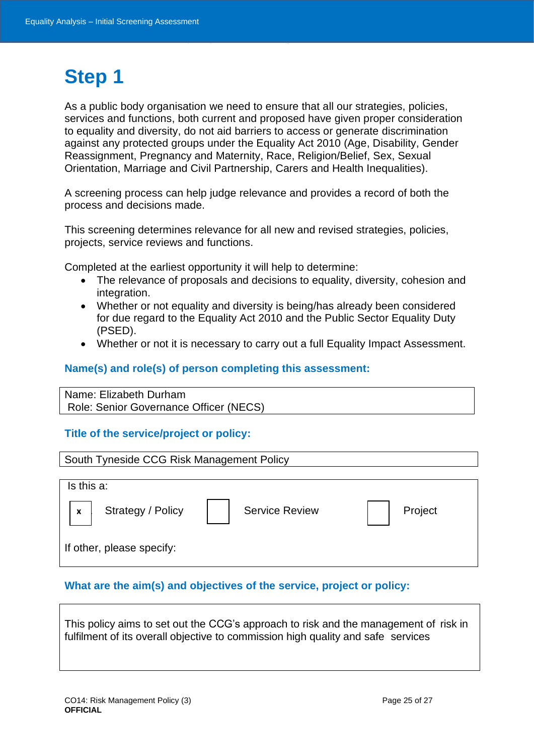# Step 1

As a public body organisation we need to ensure that all our strategies, policies, services and functions, both current and proposed have given proper consideration to equality and diversity, do not aid barriers to access or generate discrimination against any protected groups under the Equality Act 2010 (Age, Disability, Gender Reassignment, Pregnancy and Maternity, Race, Religion/Belief, Sex, Sexual Orientation, Marriage and Civil Partnership, Carers and Health Inequalities).

A screening process can help judge relevance and provides a record of both the process and decisions made.

This screening determines relevance for all new and revised strategies, policies, projects, service reviews and functions.

Completed at the earliest opportunity it will help to determine:

- The relevance of proposals and decisions to equality, diversity, cohesion and integration.
- Whether or not equality and diversity is being/has already been considered for due regard to the Equality Act 2010 and the Public Sector Equality Duty (PSED).
- Whether or not it is necessary to carry out a full Equality Impact Assessment.

### Name(s) and role(s) of person completing this assessment:

Name: Elizabeth Durham
Role: Senior Governance Officer (NECS)

### Title of the service/project or policy:

South Tyneside CCG Risk Management Policy

Is this a:

| | | | | | |
|---|---|---|---|---|---|
| x | Strategy / Policy | | Service Review | | Project |

If other, please specify:

### What are the aim(s) and objectives of the service, project or policy:

This policy aims to set out the CCG's approach to risk and the management of risk in fulfilment of its overall objective to commission high quality and safe services

CO14: Risk Management Policy (3)
**OFFICIAL**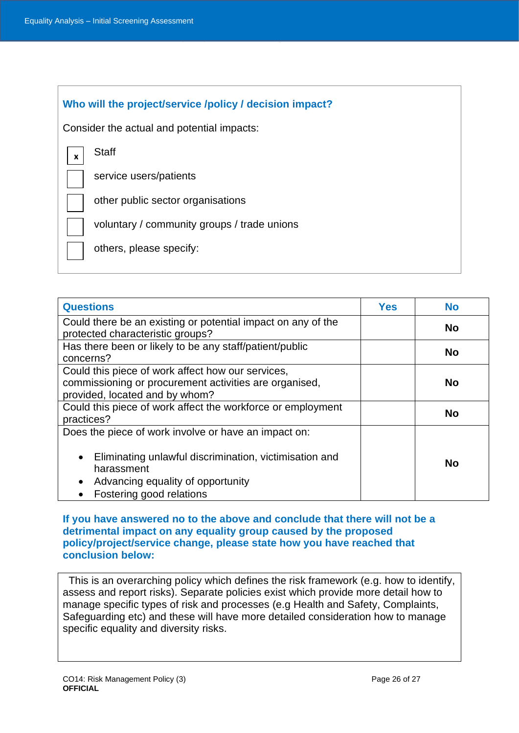### Who will the project/service /policy / decision impact?

Consider the actual and potential impacts:

- [x] Staff
- [ ] service users/patients
- [ ] other public sector organisations
- [ ] voluntary / community groups / trade unions
- [ ] others, please specify:

| Questions | Yes | No |
|---|---|---|
| Could there be an existing or potential impact on any of the protected characteristic groups? | | **No** |
| Has there been or likely to be any staff/patient/public concerns? | | **No** |
| Could this piece of work affect how our services, commissioning or procurement activities are organised, provided, located and by whom? | | **No** |
| Could this piece of work affect the workforce or employment practices? | | **No** |
| Does the piece of work involve or have an impact on:<br>• Eliminating unlawful discrimination, victimisation and harassment<br>• Advancing equality of opportunity<br>• Fostering good relations | | **No** |

**If you have answered no to the above and conclude that there will not be a detrimental impact on any equality group caused by the proposed policy/project/service change, please state how you have reached that conclusion below:**

This is an overarching policy which defines the risk framework (e.g. how to identify, assess and report risks). Separate policies exist which provide more detail how to manage specific types of risk and processes (e.g Health and Safety, Complaints, Safeguarding etc) and these will have more detailed consideration how to manage specific equality and diversity risks.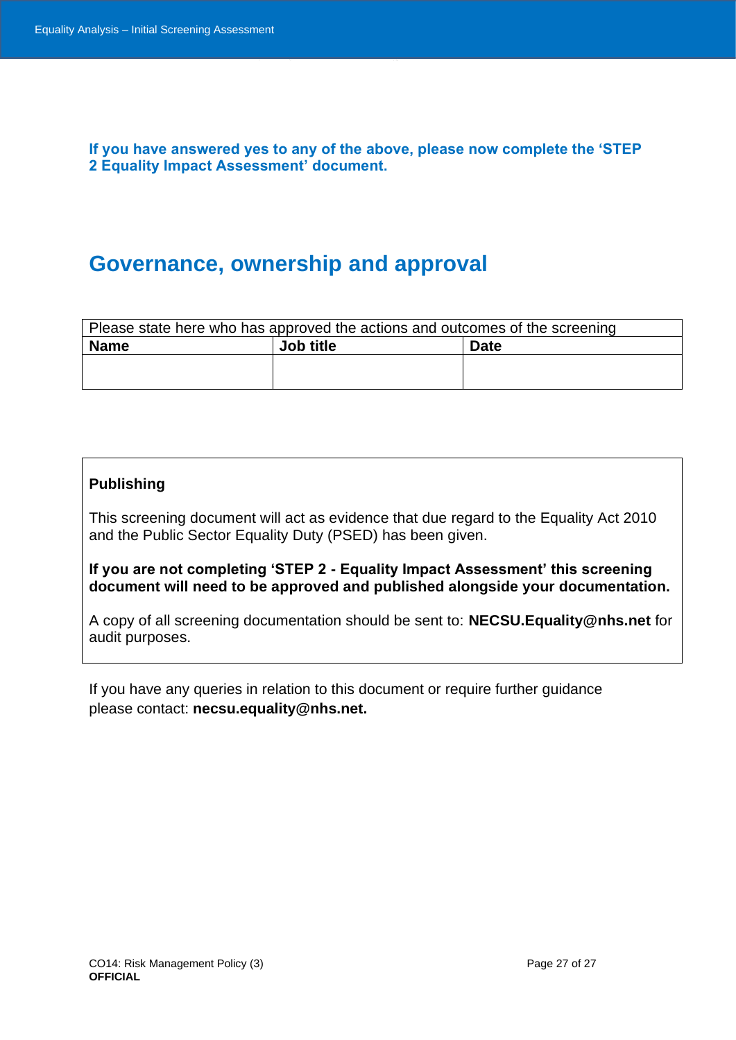**If you have answered yes to any of the above, please now complete the 'STEP 2 Equality Impact Assessment' document.**

## Governance, ownership and approval

| Please state here who has approved the actions and outcomes of the screening | | |
|---|---|---|
| **Name** | **Job title** | **Date** |
| | | |

**Publishing**

This screening document will act as evidence that due regard to the Equality Act 2010 and the Public Sector Equality Duty (PSED) has been given.

**If you are not completing 'STEP 2 - Equality Impact Assessment' this screening document will need to be approved and published alongside your documentation.**

A copy of all screening documentation should be sent to: **NECSU.Equality@nhs.net** for audit purposes.

If you have any queries in relation to this document or require further guidance please contact: **necsu.equality@nhs.net.**